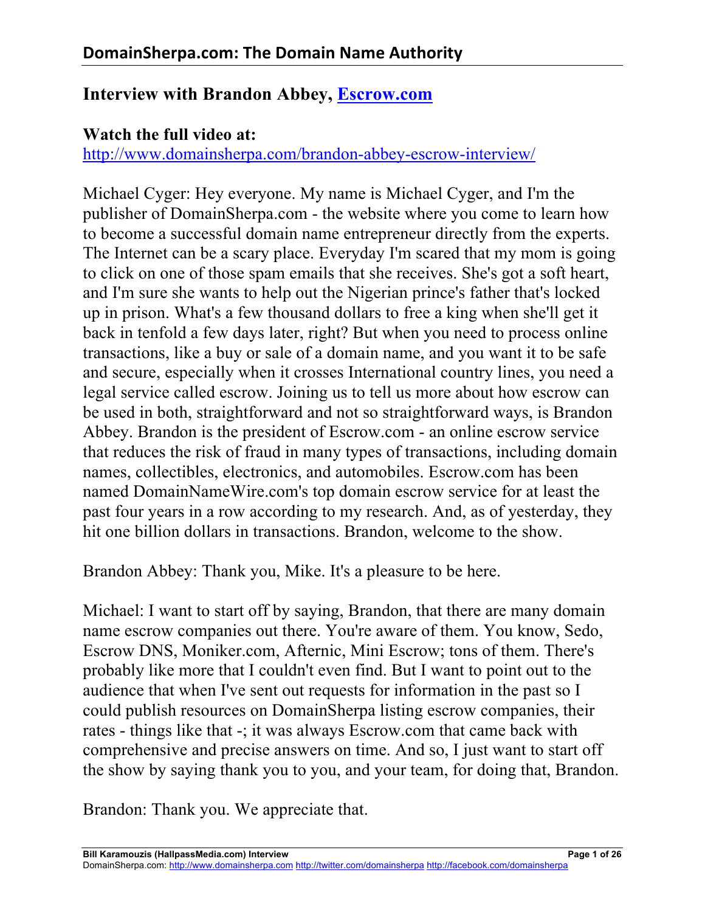## Interview with Brandon Abbey, [Escrow.com](http://www.escrow.com)

**Watch the full video at:**
http://www.domainsherpa.com/brandon-abbey-escrow-interview/

Michael Cyger: Hey everyone. My name is Michael Cyger, and I'm the publisher of DomainSherpa.com - the website where you come to learn how to become a successful domain name entrepreneur directly from the experts. The Internet can be a scary place. Everyday I'm scared that my mom is going to click on one of those spam emails that she receives. She's got a soft heart, and I'm sure she wants to help out the Nigerian prince's father that's locked up in prison. What's a few thousand dollars to free a king when she'll get it back in tenfold a few days later, right? But when you need to process online transactions, like a buy or sale of a domain name, and you want it to be safe and secure, especially when it crosses International country lines, you need a legal service called escrow. Joining us to tell us more about how escrow can be used in both, straightforward and not so straightforward ways, is Brandon Abbey. Brandon is the president of Escrow.com - an online escrow service that reduces the risk of fraud in many types of transactions, including domain names, collectibles, electronics, and automobiles. Escrow.com has been named DomainNameWire.com's top domain escrow service for at least the past four years in a row according to my research. And, as of yesterday, they hit one billion dollars in transactions. Brandon, welcome to the show.

Brandon Abbey: Thank you, Mike. It's a pleasure to be here.

Michael: I want to start off by saying, Brandon, that there are many domain name escrow companies out there. You're aware of them. You know, Sedo, Escrow DNS, Moniker.com, Afternic, Mini Escrow; tons of them. There's probably like more that I couldn't even find. But I want to point out to the audience that when I've sent out requests for information in the past so I could publish resources on DomainSherpa listing escrow companies, their rates - things like that -; it was always Escrow.com that came back with comprehensive and precise answers on time. And so, I just want to start off the show by saying thank you to you, and your team, for doing that, Brandon.

Brandon: Thank you. We appreciate that.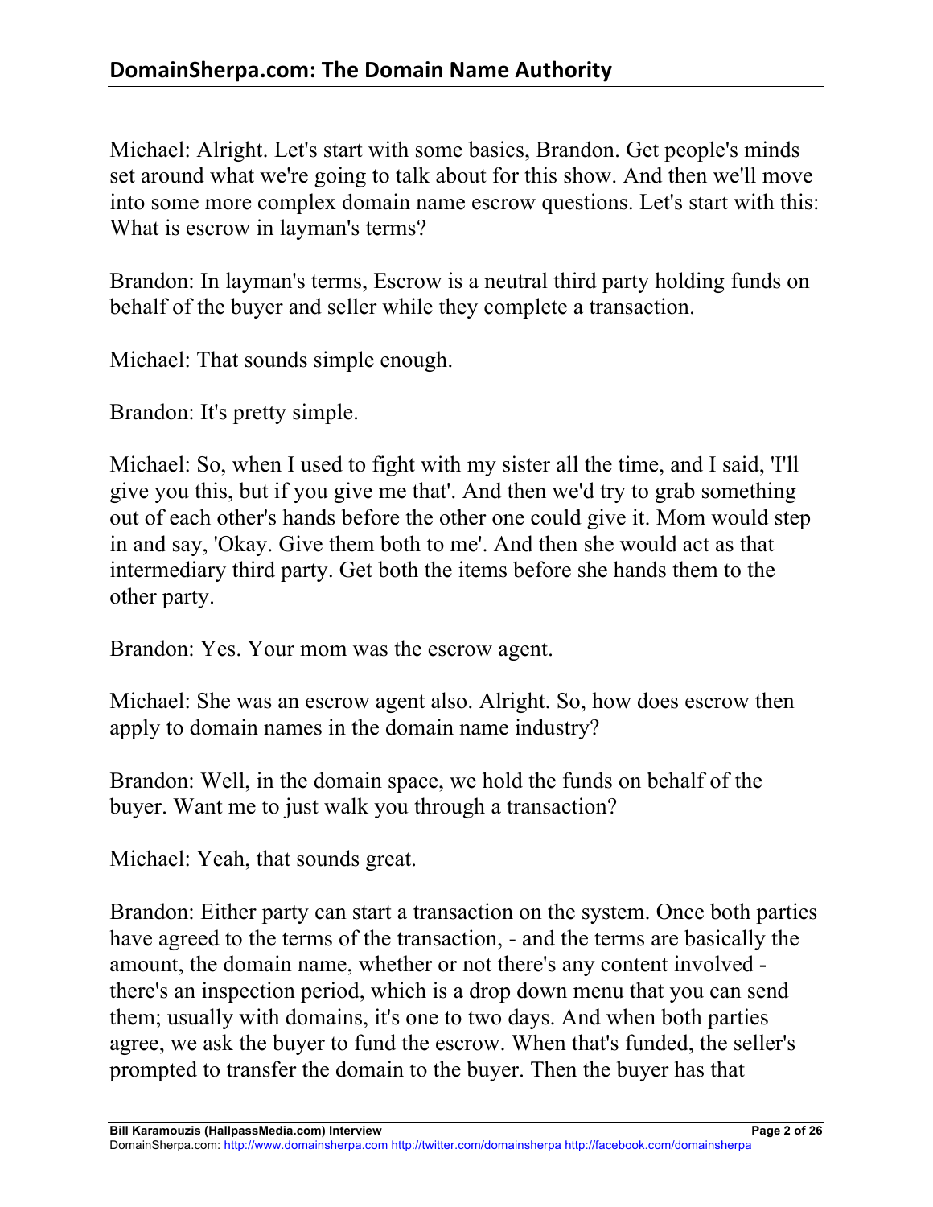Michael: Alright. Let's start with some basics, Brandon. Get people's minds set around what we're going to talk about for this show. And then we'll move into some more complex domain name escrow questions. Let's start with this: What is escrow in layman's terms?

Brandon: In layman's terms, Escrow is a neutral third party holding funds on behalf of the buyer and seller while they complete a transaction.

Michael: That sounds simple enough.

Brandon: It's pretty simple.

Michael: So, when I used to fight with my sister all the time, and I said, 'I'll give you this, but if you give me that'. And then we'd try to grab something out of each other's hands before the other one could give it. Mom would step in and say, 'Okay. Give them both to me'. And then she would act as that intermediary third party. Get both the items before she hands them to the other party.

Brandon: Yes. Your mom was the escrow agent.

Michael: She was an escrow agent also. Alright. So, how does escrow then apply to domain names in the domain name industry?

Brandon: Well, in the domain space, we hold the funds on behalf of the buyer. Want me to just walk you through a transaction?

Michael: Yeah, that sounds great.

Brandon: Either party can start a transaction on the system. Once both parties have agreed to the terms of the transaction, - and the terms are basically the amount, the domain name, whether or not there's any content involved - there's an inspection period, which is a drop down menu that you can send them; usually with domains, it's one to two days. And when both parties agree, we ask the buyer to fund the escrow. When that's funded, the seller's prompted to transfer the domain to the buyer. Then the buyer has that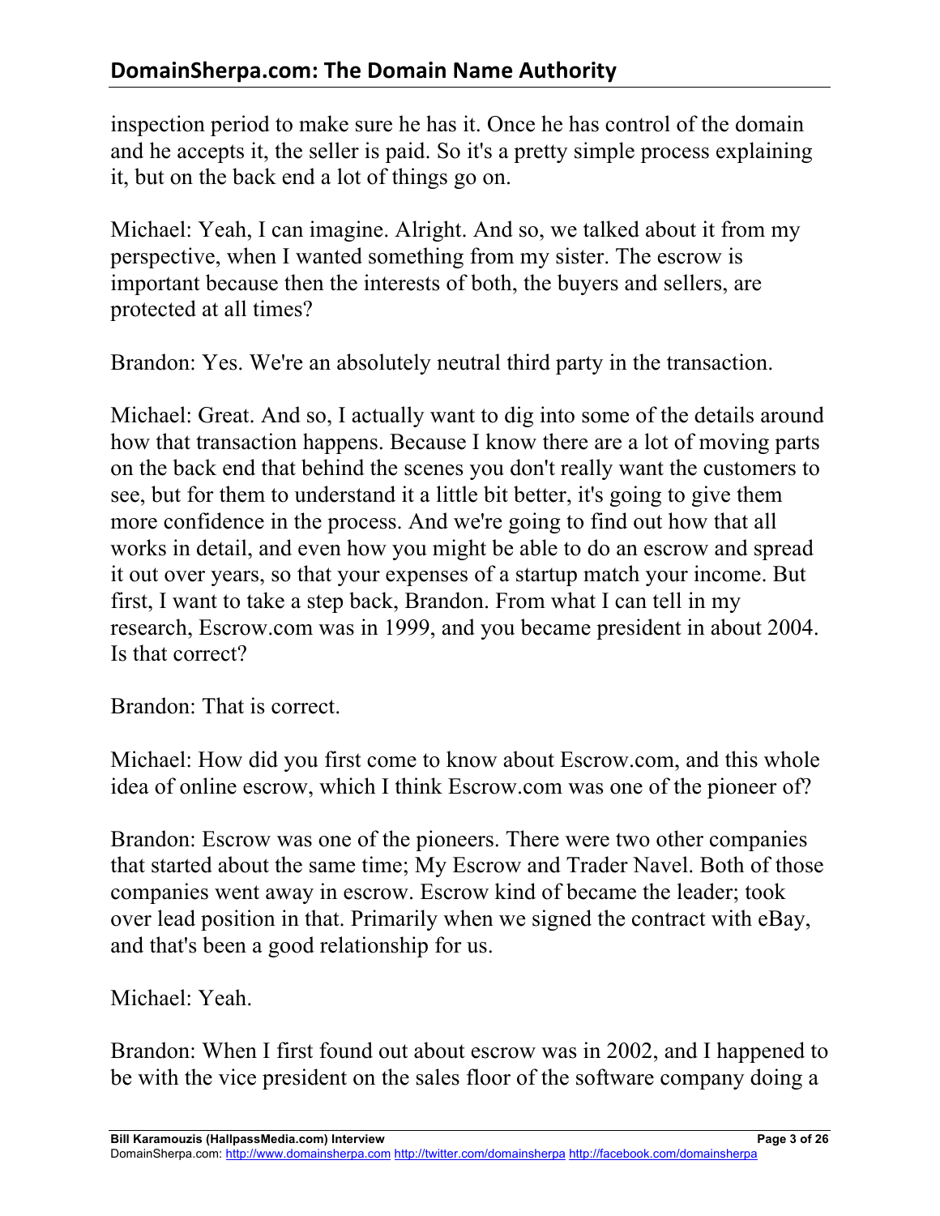inspection period to make sure he has it. Once he has control of the domain and he accepts it, the seller is paid. So it's a pretty simple process explaining it, but on the back end a lot of things go on.

Michael: Yeah, I can imagine. Alright. And so, we talked about it from my perspective, when I wanted something from my sister. The escrow is important because then the interests of both, the buyers and sellers, are protected at all times?

Brandon: Yes. We're an absolutely neutral third party in the transaction.

Michael: Great. And so, I actually want to dig into some of the details around how that transaction happens. Because I know there are a lot of moving parts on the back end that behind the scenes you don't really want the customers to see, but for them to understand it a little bit better, it's going to give them more confidence in the process. And we're going to find out how that all works in detail, and even how you might be able to do an escrow and spread it out over years, so that your expenses of a startup match your income. But first, I want to take a step back, Brandon. From what I can tell in my research, Escrow.com was in 1999, and you became president in about 2004. Is that correct?

Brandon: That is correct.

Michael: How did you first come to know about Escrow.com, and this whole idea of online escrow, which I think Escrow.com was one of the pioneer of?

Brandon: Escrow was one of the pioneers. There were two other companies that started about the same time; My Escrow and Trader Navel. Both of those companies went away in escrow. Escrow kind of became the leader; took over lead position in that. Primarily when we signed the contract with eBay, and that's been a good relationship for us.

Michael: Yeah.

Brandon: When I first found out about escrow was in 2002, and I happened to be with the vice president on the sales floor of the software company doing a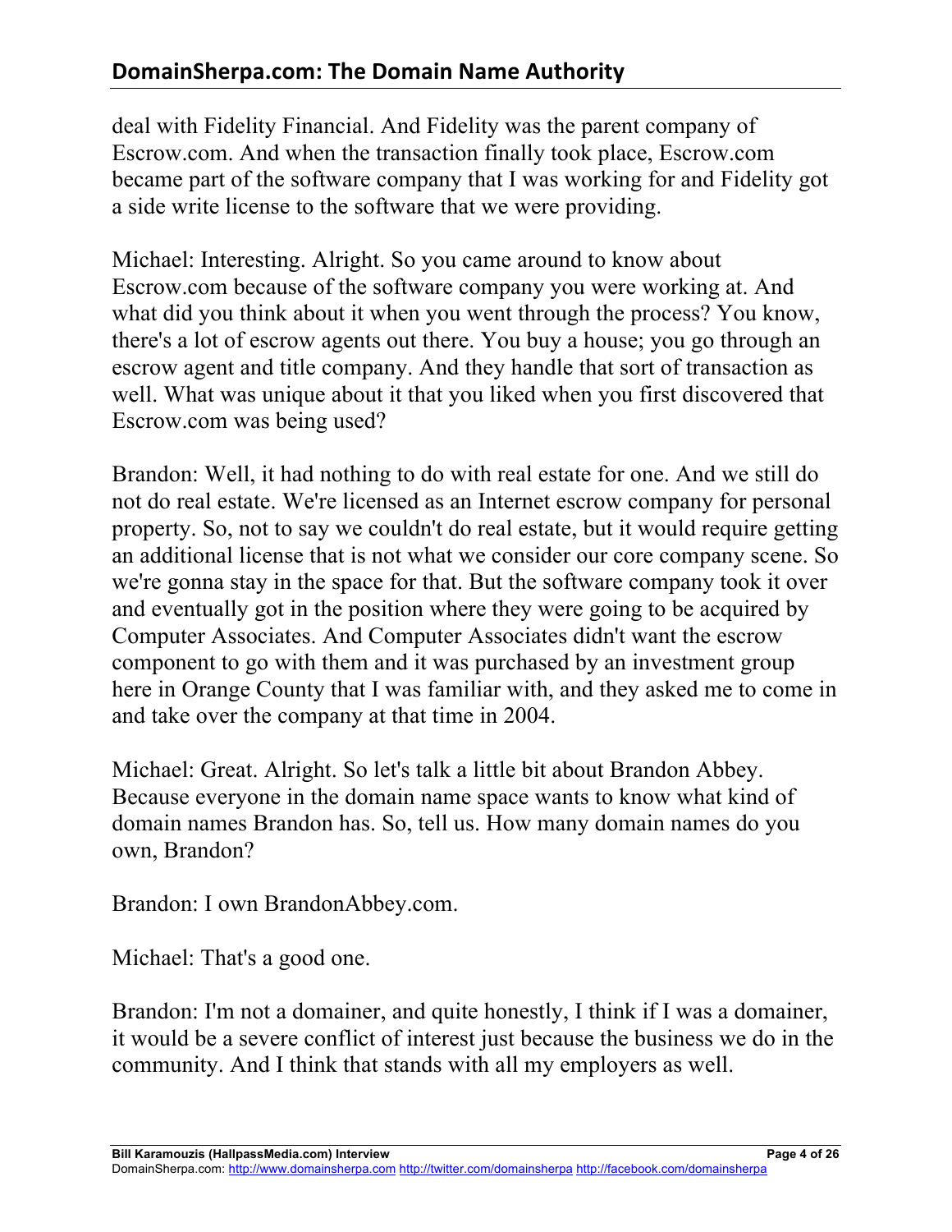deal with Fidelity Financial. And Fidelity was the parent company of Escrow.com. And when the transaction finally took place, Escrow.com became part of the software company that I was working for and Fidelity got a side write license to the software that we were providing.

Michael: Interesting. Alright. So you came around to know about Escrow.com because of the software company you were working at. And what did you think about it when you went through the process? You know, there's a lot of escrow agents out there. You buy a house; you go through an escrow agent and title company. And they handle that sort of transaction as well. What was unique about it that you liked when you first discovered that Escrow.com was being used?

Brandon: Well, it had nothing to do with real estate for one. And we still do not do real estate. We're licensed as an Internet escrow company for personal property. So, not to say we couldn't do real estate, but it would require getting an additional license that is not what we consider our core company scene. So we're gonna stay in the space for that. But the software company took it over and eventually got in the position where they were going to be acquired by Computer Associates. And Computer Associates didn't want the escrow component to go with them and it was purchased by an investment group here in Orange County that I was familiar with, and they asked me to come in and take over the company at that time in 2004.

Michael: Great. Alright. So let's talk a little bit about Brandon Abbey. Because everyone in the domain name space wants to know what kind of domain names Brandon has. So, tell us. How many domain names do you own, Brandon?

Brandon: I own BrandonAbbey.com.

Michael: That's a good one.

Brandon: I'm not a domainer, and quite honestly, I think if I was a domainer, it would be a severe conflict of interest just because the business we do in the community. And I think that stands with all my employers as well.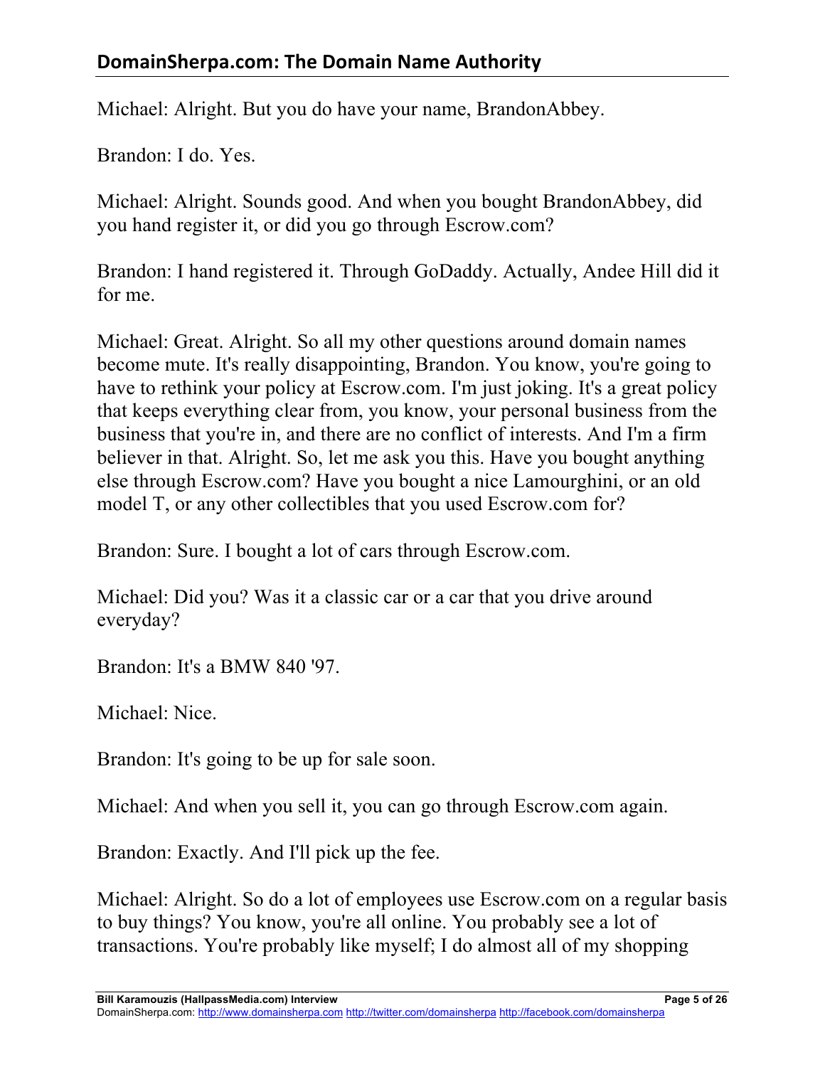Michael: Alright. But you do have your name, BrandonAbbey.

Brandon: I do. Yes.

Michael: Alright. Sounds good. And when you bought BrandonAbbey, did you hand register it, or did you go through Escrow.com?

Brandon: I hand registered it. Through GoDaddy. Actually, Andee Hill did it for me.

Michael: Great. Alright. So all my other questions around domain names become mute. It's really disappointing, Brandon. You know, you're going to have to rethink your policy at Escrow.com. I'm just joking. It's a great policy that keeps everything clear from, you know, your personal business from the business that you're in, and there are no conflict of interests. And I'm a firm believer in that. Alright. So, let me ask you this. Have you bought anything else through Escrow.com? Have you bought a nice Lamourghini, or an old model T, or any other collectibles that you used Escrow.com for?

Brandon: Sure. I bought a lot of cars through Escrow.com.

Michael: Did you? Was it a classic car or a car that you drive around everyday?

Brandon: It's a BMW 840 '97.

Michael: Nice.

Brandon: It's going to be up for sale soon.

Michael: And when you sell it, you can go through Escrow.com again.

Brandon: Exactly. And I'll pick up the fee.

Michael: Alright. So do a lot of employees use Escrow.com on a regular basis to buy things? You know, you're all online. You probably see a lot of transactions. You're probably like myself; I do almost all of my shopping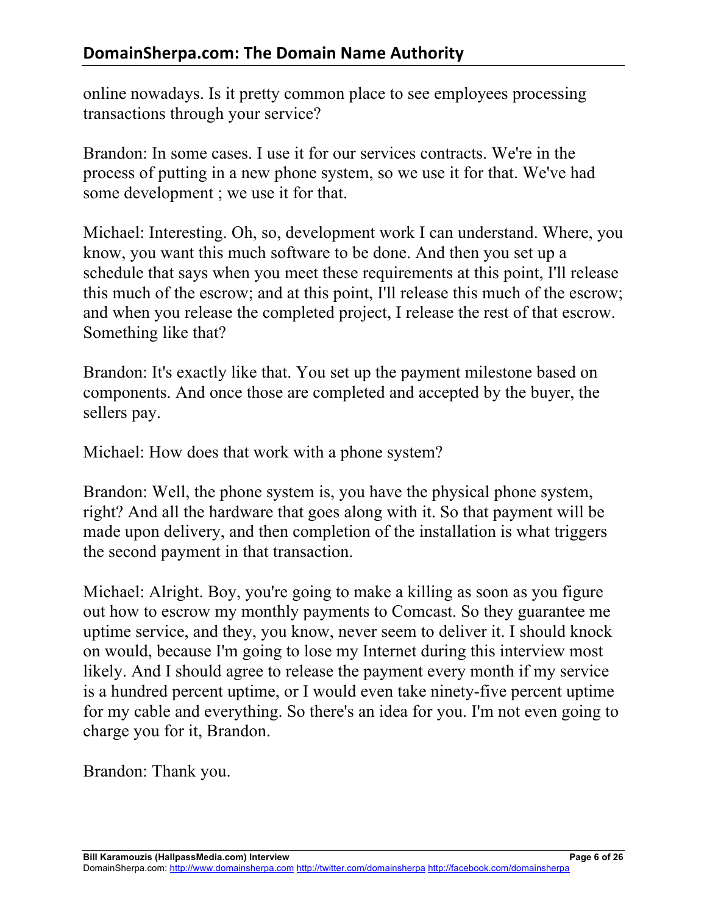online nowadays. Is it pretty common place to see employees processing transactions through your service?

Brandon: In some cases. I use it for our services contracts. We're in the process of putting in a new phone system, so we use it for that. We've had some development ; we use it for that.

Michael: Interesting. Oh, so, development work I can understand. Where, you know, you want this much software to be done. And then you set up a schedule that says when you meet these requirements at this point, I'll release this much of the escrow; and at this point, I'll release this much of the escrow; and when you release the completed project, I release the rest of that escrow. Something like that?

Brandon: It's exactly like that. You set up the payment milestone based on components. And once those are completed and accepted by the buyer, the sellers pay.

Michael: How does that work with a phone system?

Brandon: Well, the phone system is, you have the physical phone system, right? And all the hardware that goes along with it. So that payment will be made upon delivery, and then completion of the installation is what triggers the second payment in that transaction.

Michael: Alright. Boy, you're going to make a killing as soon as you figure out how to escrow my monthly payments to Comcast. So they guarantee me uptime service, and they, you know, never seem to deliver it. I should knock on would, because I'm going to lose my Internet during this interview most likely. And I should agree to release the payment every month if my service is a hundred percent uptime, or I would even take ninety-five percent uptime for my cable and everything. So there's an idea for you. I'm not even going to charge you for it, Brandon.

Brandon: Thank you.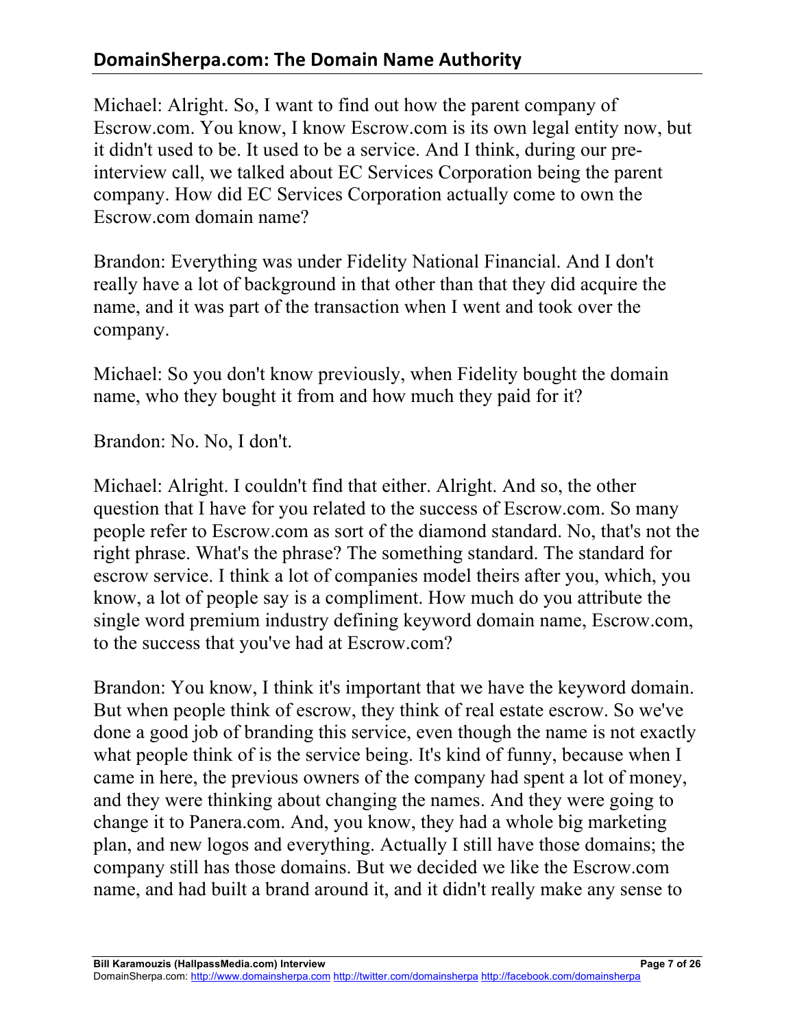Michael: Alright. So, I want to find out how the parent company of Escrow.com. You know, I know Escrow.com is its own legal entity now, but it didn't used to be. It used to be a service. And I think, during our pre-interview call, we talked about EC Services Corporation being the parent company. How did EC Services Corporation actually come to own the Escrow.com domain name?

Brandon: Everything was under Fidelity National Financial. And I don't really have a lot of background in that other than that they did acquire the name, and it was part of the transaction when I went and took over the company.

Michael: So you don't know previously, when Fidelity bought the domain name, who they bought it from and how much they paid for it?

Brandon: No. No, I don't.

Michael: Alright. I couldn't find that either. Alright. And so, the other question that I have for you related to the success of Escrow.com. So many people refer to Escrow.com as sort of the diamond standard. No, that's not the right phrase. What's the phrase? The something standard. The standard for escrow service. I think a lot of companies model theirs after you, which, you know, a lot of people say is a compliment. How much do you attribute the single word premium industry defining keyword domain name, Escrow.com, to the success that you've had at Escrow.com?

Brandon: You know, I think it's important that we have the keyword domain. But when people think of escrow, they think of real estate escrow. So we've done a good job of branding this service, even though the name is not exactly what people think of is the service being. It's kind of funny, because when I came in here, the previous owners of the company had spent a lot of money, and they were thinking about changing the names. And they were going to change it to Panera.com. And, you know, they had a whole big marketing plan, and new logos and everything. Actually I still have those domains; the company still has those domains. But we decided we like the Escrow.com name, and had built a brand around it, and it didn't really make any sense to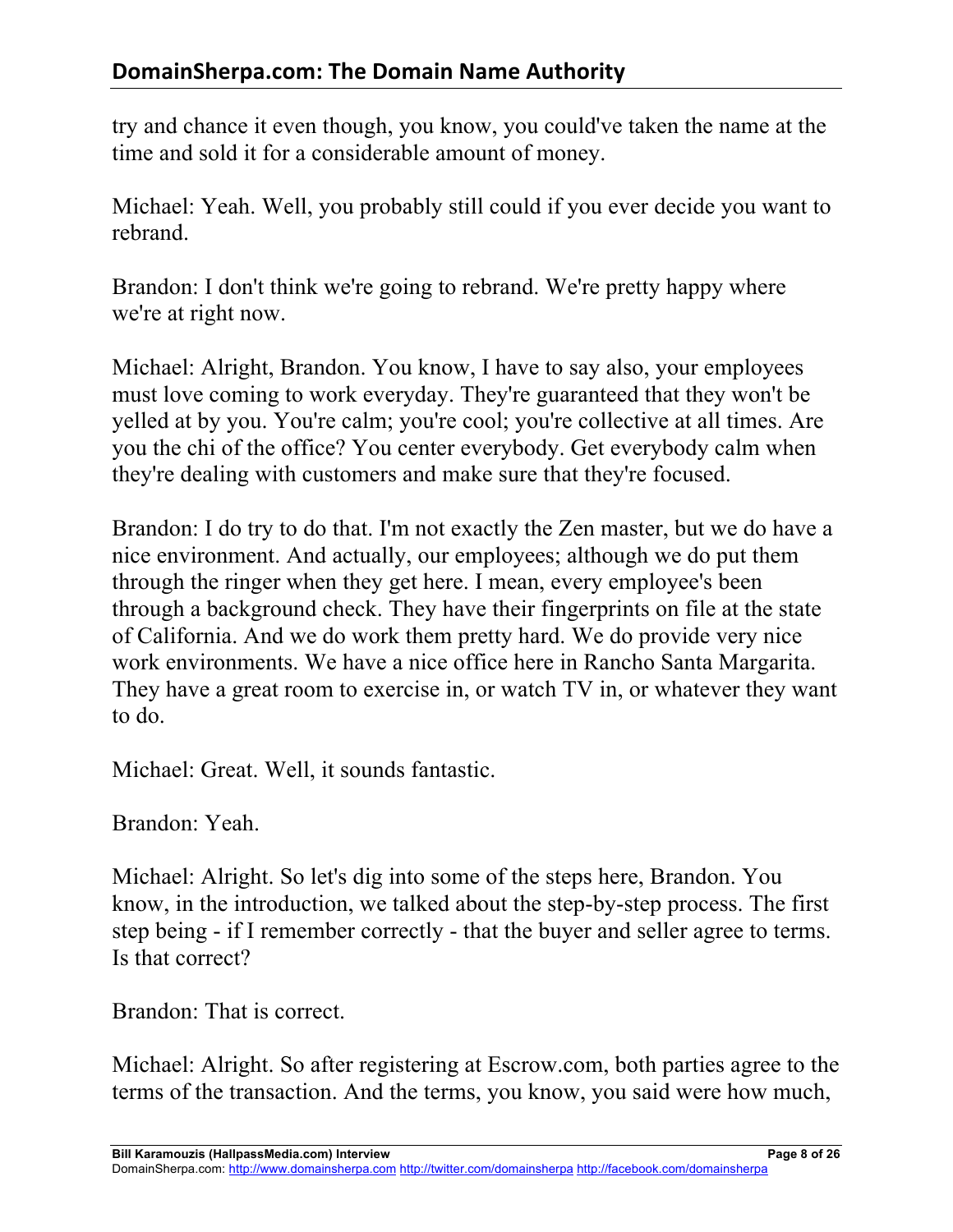try and chance it even though, you know, you could've taken the name at the time and sold it for a considerable amount of money.

Michael: Yeah. Well, you probably still could if you ever decide you want to rebrand.

Brandon: I don't think we're going to rebrand. We're pretty happy where we're at right now.

Michael: Alright, Brandon. You know, I have to say also, your employees must love coming to work everyday. They're guaranteed that they won't be yelled at by you. You're calm; you're cool; you're collective at all times. Are you the chi of the office? You center everybody. Get everybody calm when they're dealing with customers and make sure that they're focused.

Brandon: I do try to do that. I'm not exactly the Zen master, but we do have a nice environment. And actually, our employees; although we do put them through the ringer when they get here. I mean, every employee's been through a background check. They have their fingerprints on file at the state of California. And we do work them pretty hard. We do provide very nice work environments. We have a nice office here in Rancho Santa Margarita. They have a great room to exercise in, or watch TV in, or whatever they want to do.

Michael: Great. Well, it sounds fantastic.

Brandon: Yeah.

Michael: Alright. So let's dig into some of the steps here, Brandon. You know, in the introduction, we talked about the step-by-step process. The first step being - if I remember correctly - that the buyer and seller agree to terms. Is that correct?

Brandon: That is correct.

Michael: Alright. So after registering at Escrow.com, both parties agree to the terms of the transaction. And the terms, you know, you said were how much,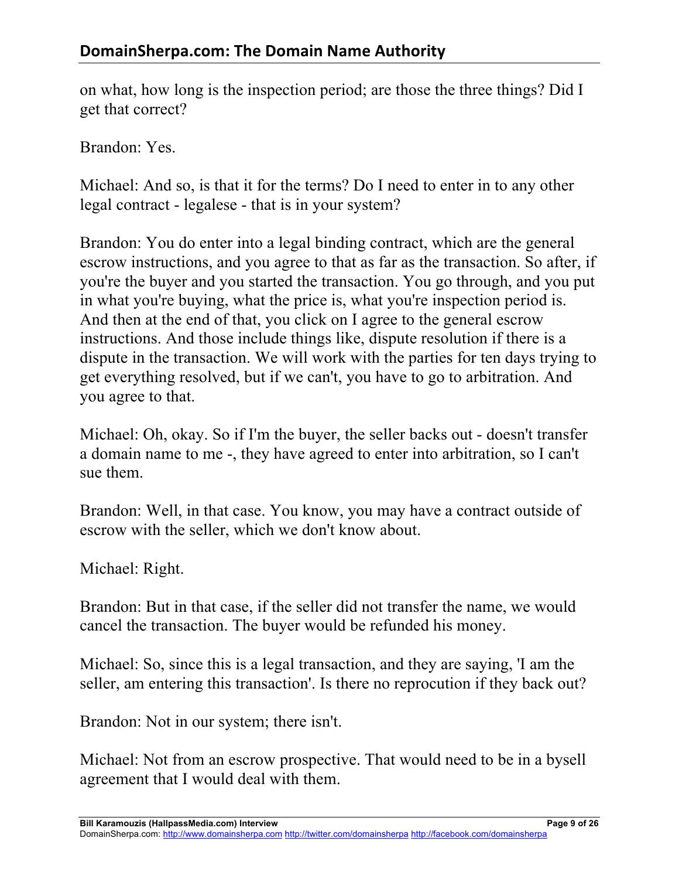on what, how long is the inspection period; are those the three things? Did I get that correct?

Brandon: Yes.

Michael: And so, is that it for the terms? Do I need to enter in to any other legal contract - legalese - that is in your system?

Brandon: You do enter into a legal binding contract, which are the general escrow instructions, and you agree to that as far as the transaction. So after, if you're the buyer and you started the transaction. You go through, and you put in what you're buying, what the price is, what you're inspection period is. And then at the end of that, you click on I agree to the general escrow instructions. And those include things like, dispute resolution if there is a dispute in the transaction. We will work with the parties for ten days trying to get everything resolved, but if we can't, you have to go to arbitration. And you agree to that.

Michael: Oh, okay. So if I'm the buyer, the seller backs out - doesn't transfer a domain name to me -, they have agreed to enter into arbitration, so I can't sue them.

Brandon: Well, in that case. You know, you may have a contract outside of escrow with the seller, which we don't know about.

Michael: Right.

Brandon: But in that case, if the seller did not transfer the name, we would cancel the transaction. The buyer would be refunded his money.

Michael: So, since this is a legal transaction, and they are saying, 'I am the seller, am entering this transaction'. Is there no reprocution if they back out?

Brandon: Not in our system; there isn't.

Michael: Not from an escrow prospective. That would need to be in a bysell agreement that I would deal with them.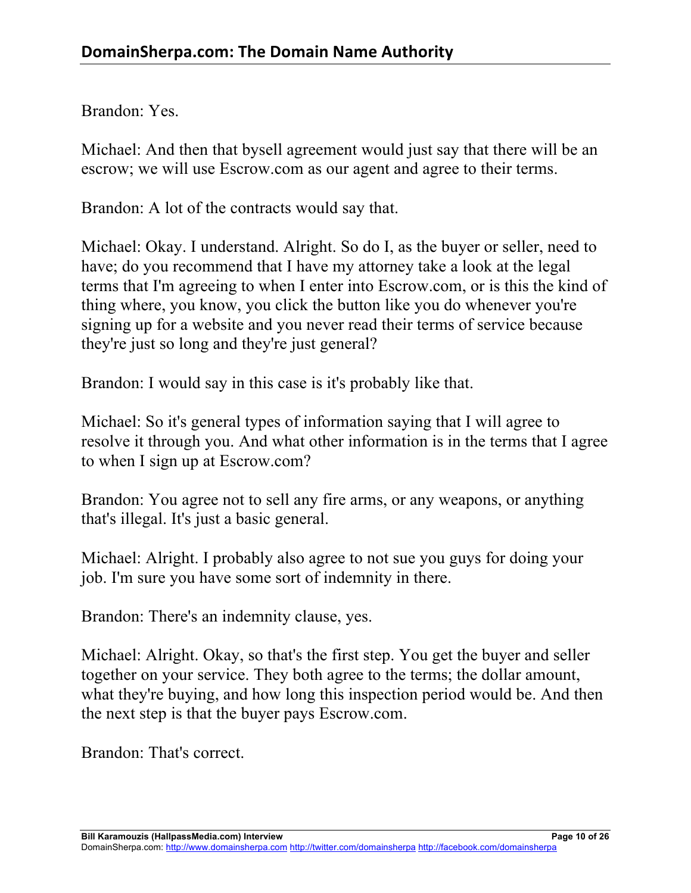Brandon: Yes.

Michael: And then that bysell agreement would just say that there will be an escrow; we will use Escrow.com as our agent and agree to their terms.

Brandon: A lot of the contracts would say that.

Michael: Okay. I understand. Alright. So do I, as the buyer or seller, need to have; do you recommend that I have my attorney take a look at the legal terms that I'm agreeing to when I enter into Escrow.com, or is this the kind of thing where, you know, you click the button like you do whenever you're signing up for a website and you never read their terms of service because they're just so long and they're just general?

Brandon: I would say in this case is it's probably like that.

Michael: So it's general types of information saying that I will agree to resolve it through you. And what other information is in the terms that I agree to when I sign up at Escrow.com?

Brandon: You agree not to sell any fire arms, or any weapons, or anything that's illegal. It's just a basic general.

Michael: Alright. I probably also agree to not sue you guys for doing your job. I'm sure you have some sort of indemnity in there.

Brandon: There's an indemnity clause, yes.

Michael: Alright. Okay, so that's the first step. You get the buyer and seller together on your service. They both agree to the terms; the dollar amount, what they're buying, and how long this inspection period would be. And then the next step is that the buyer pays Escrow.com.

Brandon: That's correct.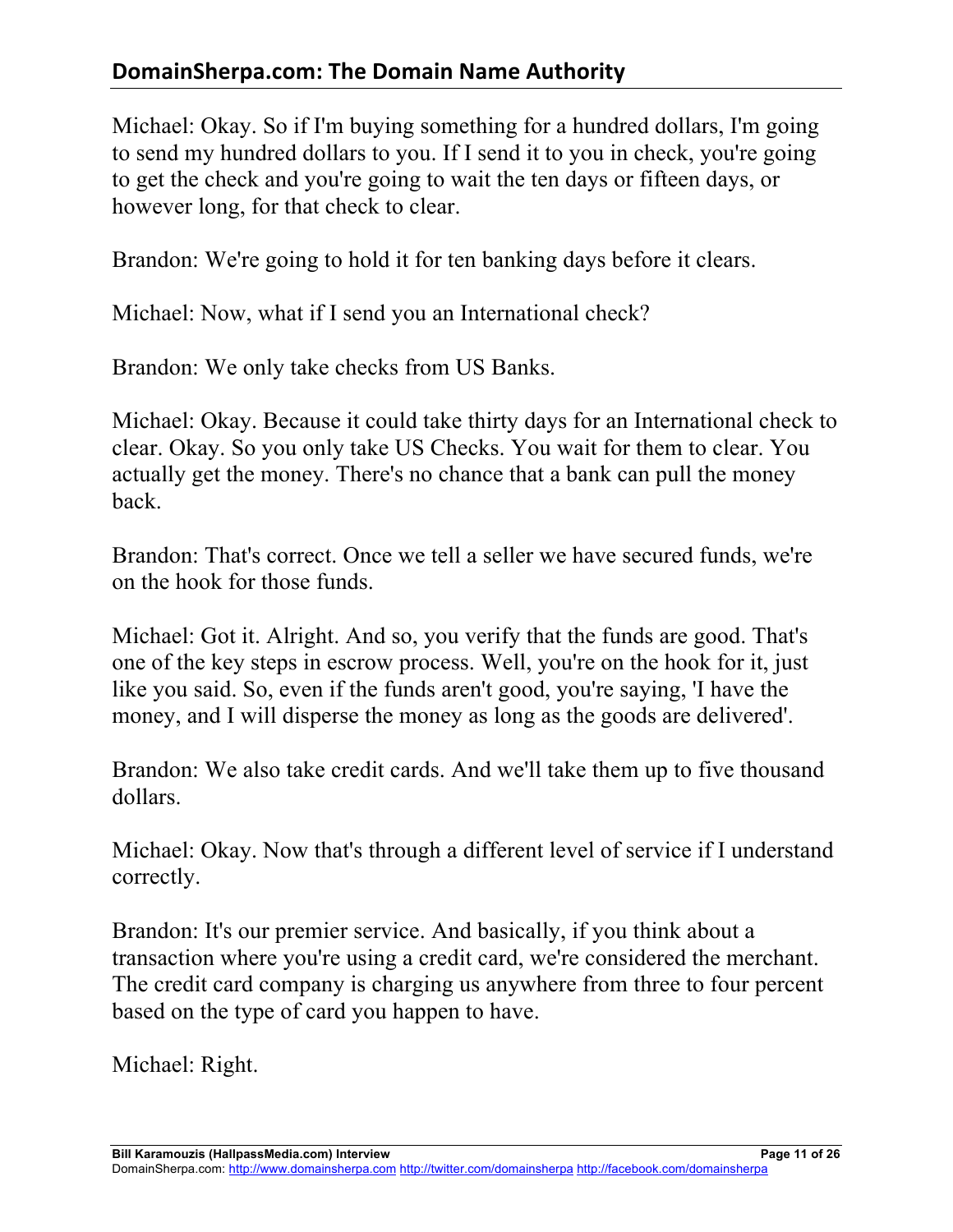Michael: Okay. So if I'm buying something for a hundred dollars, I'm going to send my hundred dollars to you. If I send it to you in check, you're going to get the check and you're going to wait the ten days or fifteen days, or however long, for that check to clear.

Brandon: We're going to hold it for ten banking days before it clears.

Michael: Now, what if I send you an International check?

Brandon: We only take checks from US Banks.

Michael: Okay. Because it could take thirty days for an International check to clear. Okay. So you only take US Checks. You wait for them to clear. You actually get the money. There's no chance that a bank can pull the money back.

Brandon: That's correct. Once we tell a seller we have secured funds, we're on the hook for those funds.

Michael: Got it. Alright. And so, you verify that the funds are good. That's one of the key steps in escrow process. Well, you're on the hook for it, just like you said. So, even if the funds aren't good, you're saying, 'I have the money, and I will disperse the money as long as the goods are delivered'.

Brandon: We also take credit cards. And we'll take them up to five thousand dollars.

Michael: Okay. Now that's through a different level of service if I understand correctly.

Brandon: It's our premier service. And basically, if you think about a transaction where you're using a credit card, we're considered the merchant. The credit card company is charging us anywhere from three to four percent based on the type of card you happen to have.

Michael: Right.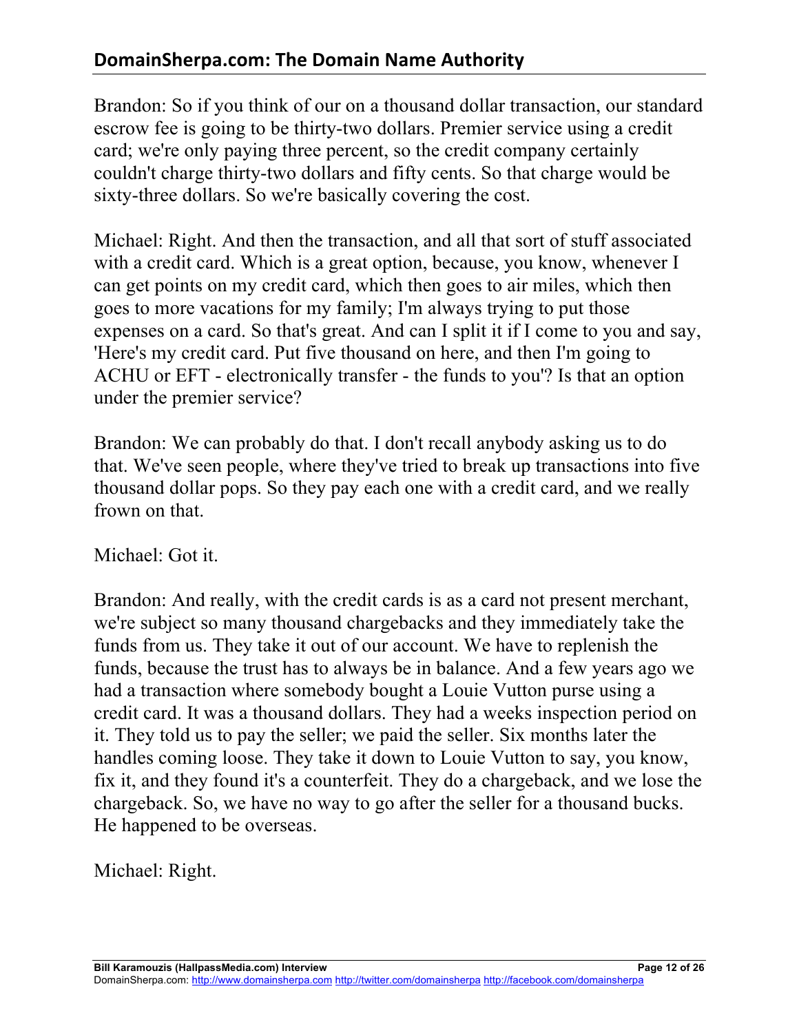Brandon: So if you think of our on a thousand dollar transaction, our standard escrow fee is going to be thirty-two dollars. Premier service using a credit card; we're only paying three percent, so the credit company certainly couldn't charge thirty-two dollars and fifty cents. So that charge would be sixty-three dollars. So we're basically covering the cost.

Michael: Right. And then the transaction, and all that sort of stuff associated with a credit card. Which is a great option, because, you know, whenever I can get points on my credit card, which then goes to air miles, which then goes to more vacations for my family; I'm always trying to put those expenses on a card. So that's great. And can I split it if I come to you and say, 'Here's my credit card. Put five thousand on here, and then I'm going to ACHU or EFT - electronically transfer - the funds to you'? Is that an option under the premier service?

Brandon: We can probably do that. I don't recall anybody asking us to do that. We've seen people, where they've tried to break up transactions into five thousand dollar pops. So they pay each one with a credit card, and we really frown on that.

Michael: Got it.

Brandon: And really, with the credit cards is as a card not present merchant, we're subject so many thousand chargebacks and they immediately take the funds from us. They take it out of our account. We have to replenish the funds, because the trust has to always be in balance. And a few years ago we had a transaction where somebody bought a Louie Vutton purse using a credit card. It was a thousand dollars. They had a weeks inspection period on it. They told us to pay the seller; we paid the seller. Six months later the handles coming loose. They take it down to Louie Vutton to say, you know, fix it, and they found it's a counterfeit. They do a chargeback, and we lose the chargeback. So, we have no way to go after the seller for a thousand bucks. He happened to be overseas.

Michael: Right.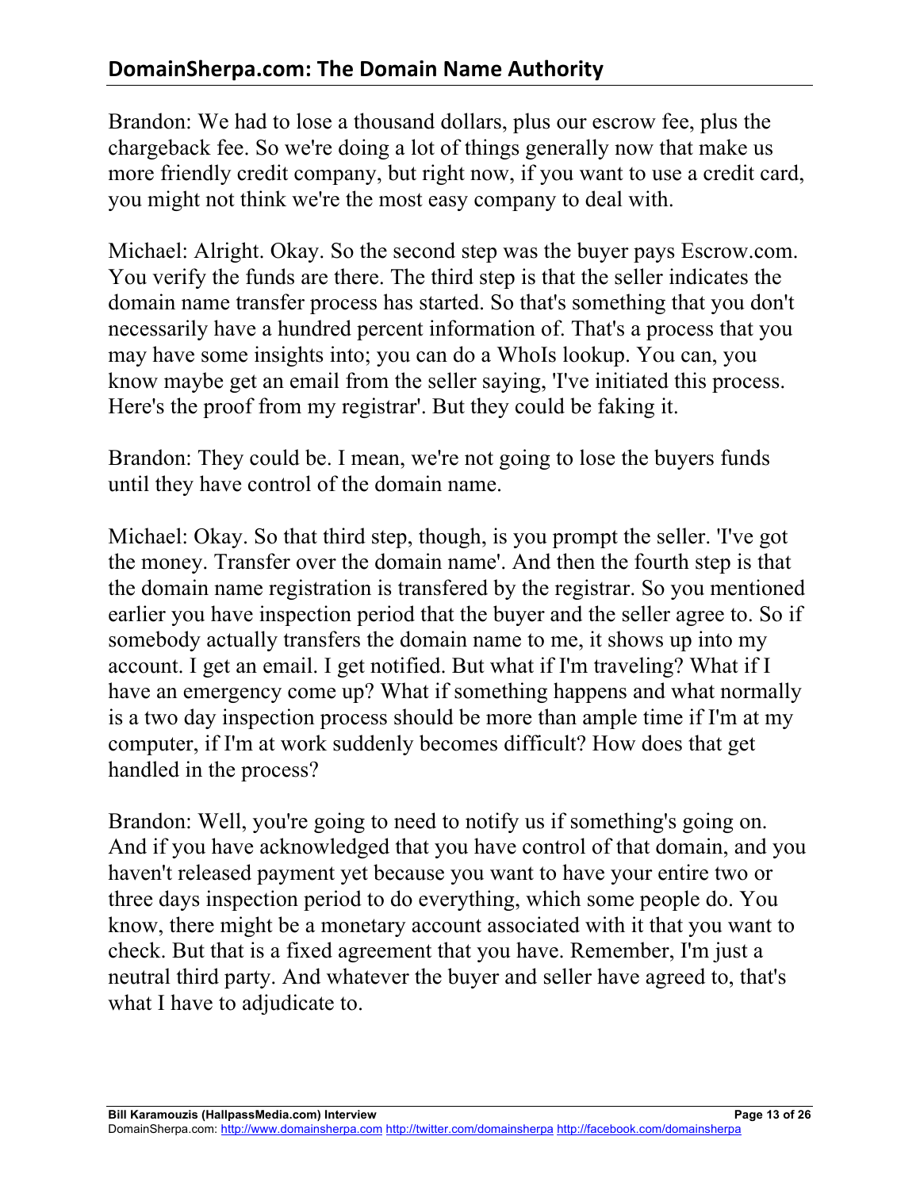Brandon: We had to lose a thousand dollars, plus our escrow fee, plus the chargeback fee. So we're doing a lot of things generally now that make us more friendly credit company, but right now, if you want to use a credit card, you might not think we're the most easy company to deal with.

Michael: Alright. Okay. So the second step was the buyer pays Escrow.com. You verify the funds are there. The third step is that the seller indicates the domain name transfer process has started. So that's something that you don't necessarily have a hundred percent information of. That's a process that you may have some insights into; you can do a WhoIs lookup. You can, you know maybe get an email from the seller saying, 'I've initiated this process. Here's the proof from my registrar'. But they could be faking it.

Brandon: They could be. I mean, we're not going to lose the buyers funds until they have control of the domain name.

Michael: Okay. So that third step, though, is you prompt the seller. 'I've got the money. Transfer over the domain name'. And then the fourth step is that the domain name registration is transfered by the registrar. So you mentioned earlier you have inspection period that the buyer and the seller agree to. So if somebody actually transfers the domain name to me, it shows up into my account. I get an email. I get notified. But what if I'm traveling? What if I have an emergency come up? What if something happens and what normally is a two day inspection process should be more than ample time if I'm at my computer, if I'm at work suddenly becomes difficult? How does that get handled in the process?

Brandon: Well, you're going to need to notify us if something's going on. And if you have acknowledged that you have control of that domain, and you haven't released payment yet because you want to have your entire two or three days inspection period to do everything, which some people do. You know, there might be a monetary account associated with it that you want to check. But that is a fixed agreement that you have. Remember, I'm just a neutral third party. And whatever the buyer and seller have agreed to, that's what I have to adjudicate to.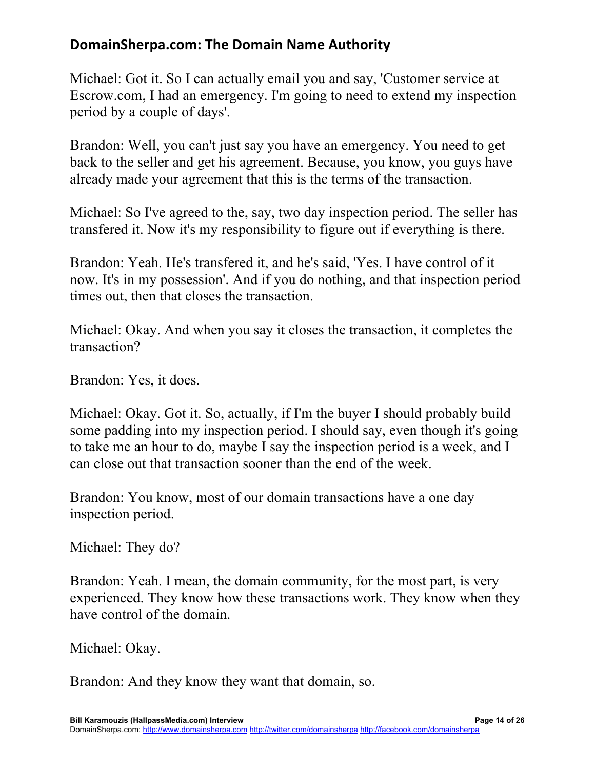Michael: Got it. So I can actually email you and say, 'Customer service at Escrow.com, I had an emergency. I'm going to need to extend my inspection period by a couple of days'.

Brandon: Well, you can't just say you have an emergency. You need to get back to the seller and get his agreement. Because, you know, you guys have already made your agreement that this is the terms of the transaction.

Michael: So I've agreed to the, say, two day inspection period. The seller has transfered it. Now it's my responsibility to figure out if everything is there.

Brandon: Yeah. He's transfered it, and he's said, 'Yes. I have control of it now. It's in my possession'. And if you do nothing, and that inspection period times out, then that closes the transaction.

Michael: Okay. And when you say it closes the transaction, it completes the transaction?

Brandon: Yes, it does.

Michael: Okay. Got it. So, actually, if I'm the buyer I should probably build some padding into my inspection period. I should say, even though it's going to take me an hour to do, maybe I say the inspection period is a week, and I can close out that transaction sooner than the end of the week.

Brandon: You know, most of our domain transactions have a one day inspection period.

Michael: They do?

Brandon: Yeah. I mean, the domain community, for the most part, is very experienced. They know how these transactions work. They know when they have control of the domain.

Michael: Okay.

Brandon: And they know they want that domain, so.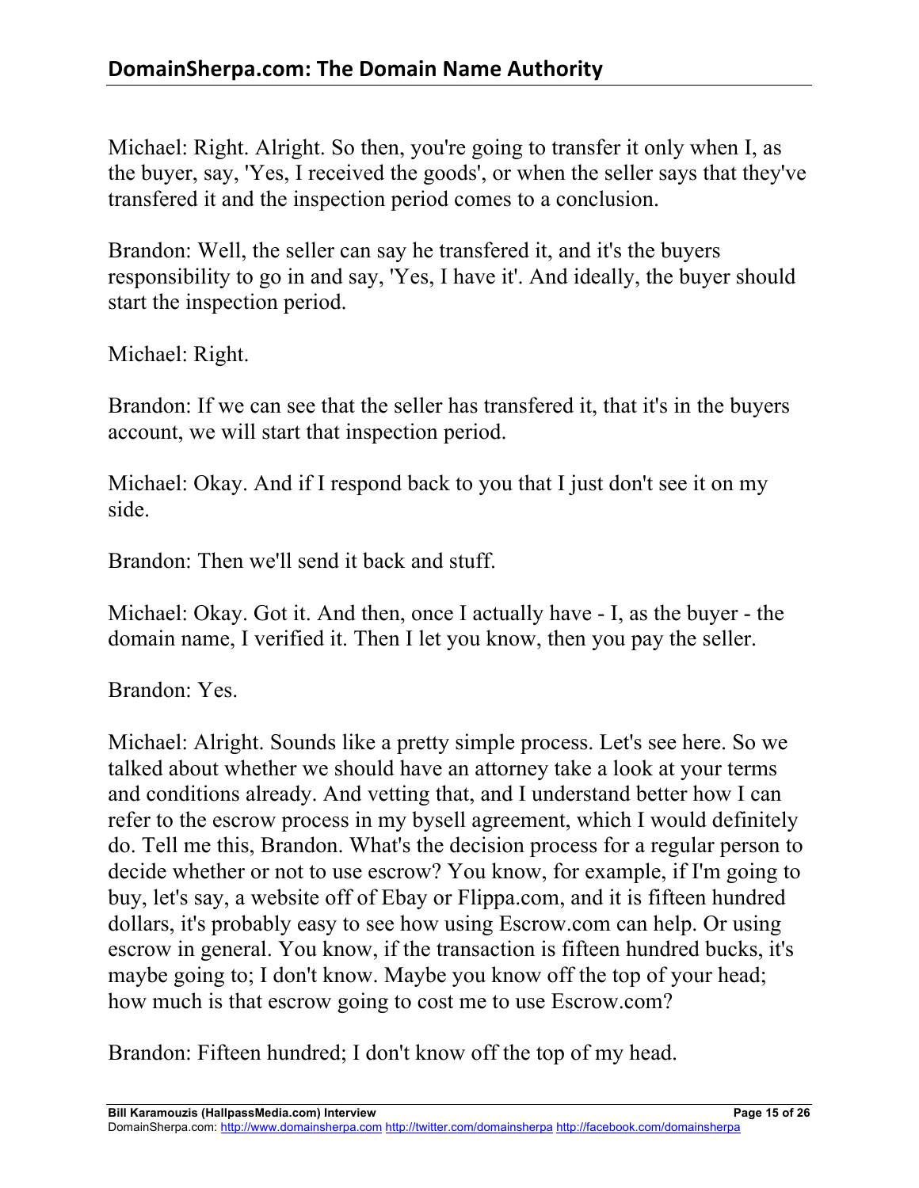Michael: Right. Alright. So then, you're going to transfer it only when I, as the buyer, say, 'Yes, I received the goods', or when the seller says that they've transfered it and the inspection period comes to a conclusion.

Brandon: Well, the seller can say he transfered it, and it's the buyers responsibility to go in and say, 'Yes, I have it'. And ideally, the buyer should start the inspection period.

Michael: Right.

Brandon: If we can see that the seller has transfered it, that it's in the buyers account, we will start that inspection period.

Michael: Okay. And if I respond back to you that I just don't see it on my side.

Brandon: Then we'll send it back and stuff.

Michael: Okay. Got it. And then, once I actually have - I, as the buyer - the domain name, I verified it. Then I let you know, then you pay the seller.

Brandon: Yes.

Michael: Alright. Sounds like a pretty simple process. Let's see here. So we talked about whether we should have an attorney take a look at your terms and conditions already. And vetting that, and I understand better how I can refer to the escrow process in my bysell agreement, which I would definitely do. Tell me this, Brandon. What's the decision process for a regular person to decide whether or not to use escrow? You know, for example, if I'm going to buy, let's say, a website off of Ebay or Flippa.com, and it is fifteen hundred dollars, it's probably easy to see how using Escrow.com can help. Or using escrow in general. You know, if the transaction is fifteen hundred bucks, it's maybe going to; I don't know. Maybe you know off the top of your head; how much is that escrow going to cost me to use Escrow.com?

Brandon: Fifteen hundred; I don't know off the top of my head.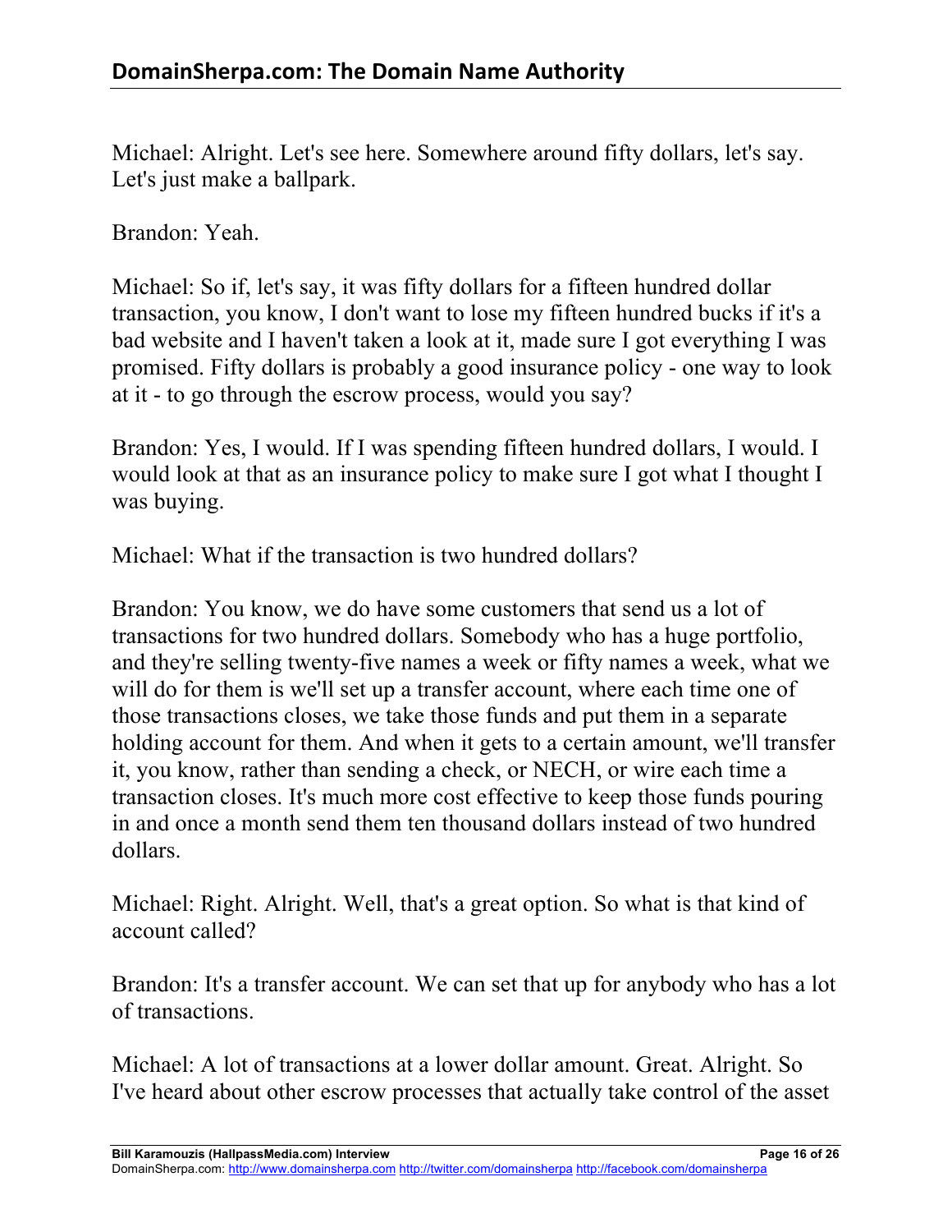Michael: Alright. Let's see here. Somewhere around fifty dollars, let's say. Let's just make a ballpark.

Brandon: Yeah.

Michael: So if, let's say, it was fifty dollars for a fifteen hundred dollar transaction, you know, I don't want to lose my fifteen hundred bucks if it's a bad website and I haven't taken a look at it, made sure I got everything I was promised. Fifty dollars is probably a good insurance policy - one way to look at it - to go through the escrow process, would you say?

Brandon: Yes, I would. If I was spending fifteen hundred dollars, I would. I would look at that as an insurance policy to make sure I got what I thought I was buying.

Michael: What if the transaction is two hundred dollars?

Brandon: You know, we do have some customers that send us a lot of transactions for two hundred dollars. Somebody who has a huge portfolio, and they're selling twenty-five names a week or fifty names a week, what we will do for them is we'll set up a transfer account, where each time one of those transactions closes, we take those funds and put them in a separate holding account for them. And when it gets to a certain amount, we'll transfer it, you know, rather than sending a check, or NECH, or wire each time a transaction closes. It's much more cost effective to keep those funds pouring in and once a month send them ten thousand dollars instead of two hundred dollars.

Michael: Right. Alright. Well, that's a great option. So what is that kind of account called?

Brandon: It's a transfer account. We can set that up for anybody who has a lot of transactions.

Michael: A lot of transactions at a lower dollar amount. Great. Alright. So I've heard about other escrow processes that actually take control of the asset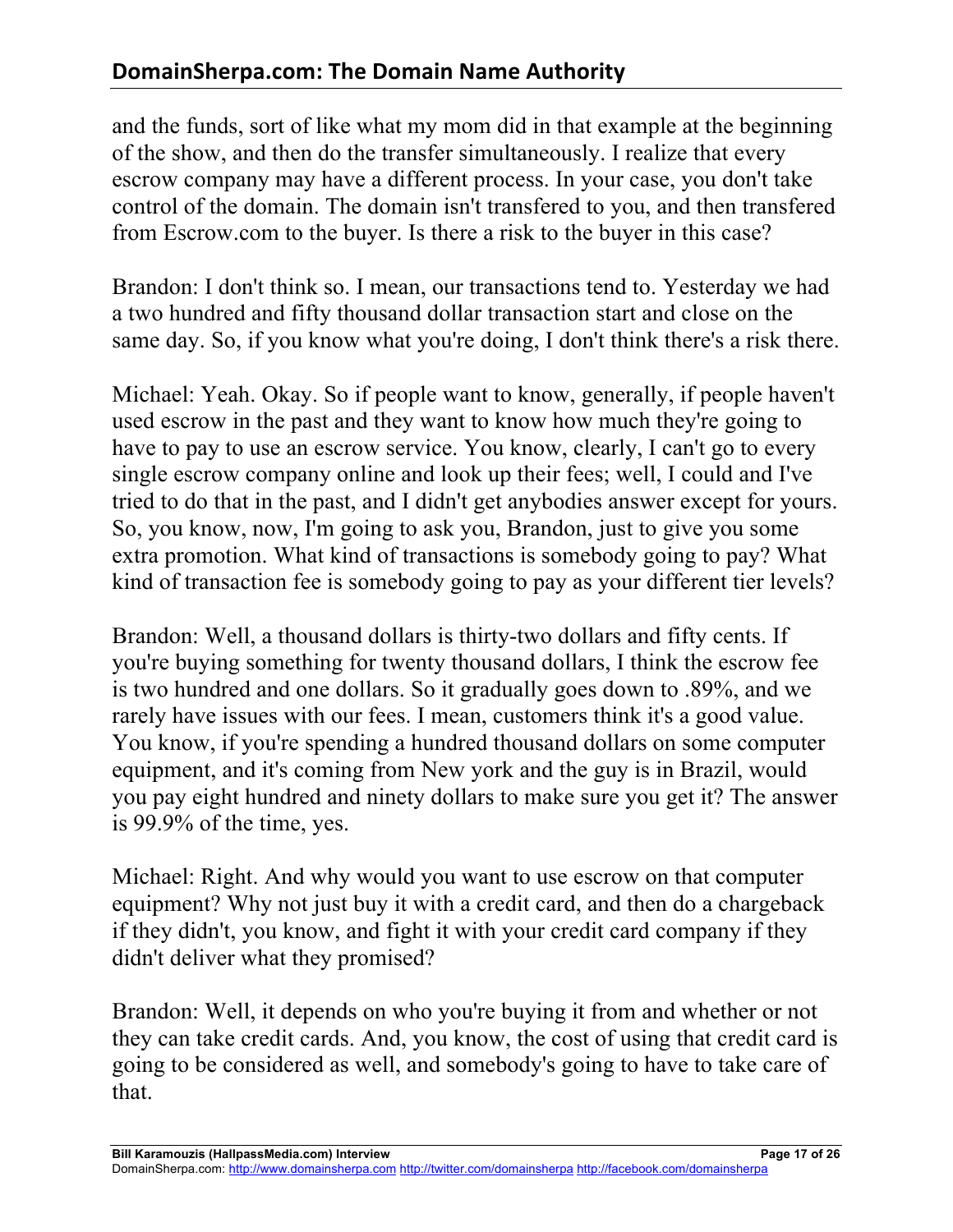and the funds, sort of like what my mom did in that example at the beginning of the show, and then do the transfer simultaneously. I realize that every escrow company may have a different process. In your case, you don't take control of the domain. The domain isn't transfered to you, and then transfered from Escrow.com to the buyer. Is there a risk to the buyer in this case?

Brandon: I don't think so. I mean, our transactions tend to. Yesterday we had a two hundred and fifty thousand dollar transaction start and close on the same day. So, if you know what you're doing, I don't think there's a risk there.

Michael: Yeah. Okay. So if people want to know, generally, if people haven't used escrow in the past and they want to know how much they're going to have to pay to use an escrow service. You know, clearly, I can't go to every single escrow company online and look up their fees; well, I could and I've tried to do that in the past, and I didn't get anybodies answer except for yours. So, you know, now, I'm going to ask you, Brandon, just to give you some extra promotion. What kind of transactions is somebody going to pay? What kind of transaction fee is somebody going to pay as your different tier levels?

Brandon: Well, a thousand dollars is thirty-two dollars and fifty cents. If you're buying something for twenty thousand dollars, I think the escrow fee is two hundred and one dollars. So it gradually goes down to .89%, and we rarely have issues with our fees. I mean, customers think it's a good value. You know, if you're spending a hundred thousand dollars on some computer equipment, and it's coming from New york and the guy is in Brazil, would you pay eight hundred and ninety dollars to make sure you get it? The answer is 99.9% of the time, yes.

Michael: Right. And why would you want to use escrow on that computer equipment? Why not just buy it with a credit card, and then do a chargeback if they didn't, you know, and fight it with your credit card company if they didn't deliver what they promised?

Brandon: Well, it depends on who you're buying it from and whether or not they can take credit cards. And, you know, the cost of using that credit card is going to be considered as well, and somebody's going to have to take care of that.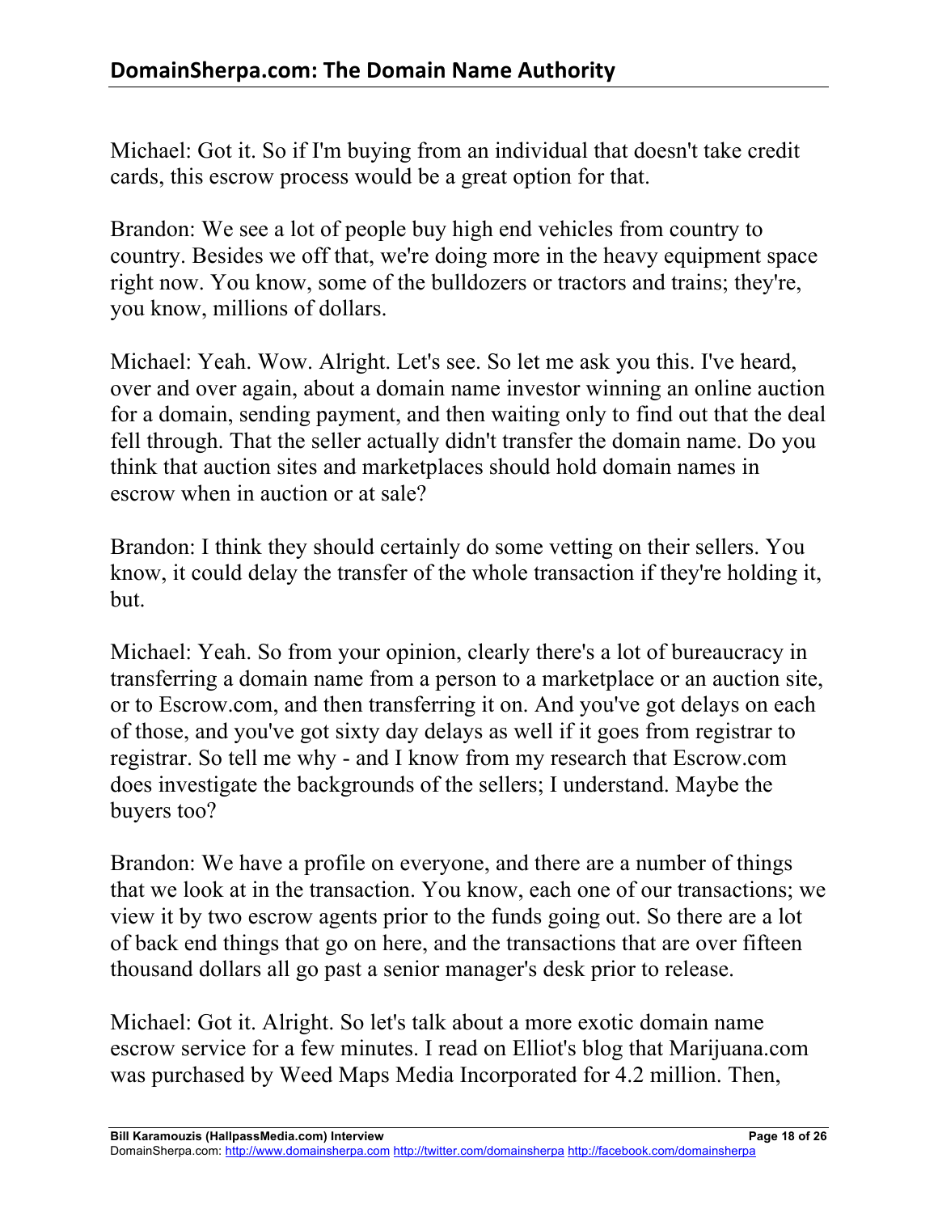Michael: Got it. So if I'm buying from an individual that doesn't take credit cards, this escrow process would be a great option for that.

Brandon: We see a lot of people buy high end vehicles from country to country. Besides we off that, we're doing more in the heavy equipment space right now. You know, some of the bulldozers or tractors and trains; they're, you know, millions of dollars.

Michael: Yeah. Wow. Alright. Let's see. So let me ask you this. I've heard, over and over again, about a domain name investor winning an online auction for a domain, sending payment, and then waiting only to find out that the deal fell through. That the seller actually didn't transfer the domain name. Do you think that auction sites and marketplaces should hold domain names in escrow when in auction or at sale?

Brandon: I think they should certainly do some vetting on their sellers. You know, it could delay the transfer of the whole transaction if they're holding it, but.

Michael: Yeah. So from your opinion, clearly there's a lot of bureaucracy in transferring a domain name from a person to a marketplace or an auction site, or to Escrow.com, and then transferring it on. And you've got delays on each of those, and you've got sixty day delays as well if it goes from registrar to registrar. So tell me why - and I know from my research that Escrow.com does investigate the backgrounds of the sellers; I understand. Maybe the buyers too?

Brandon: We have a profile on everyone, and there are a number of things that we look at in the transaction. You know, each one of our transactions; we view it by two escrow agents prior to the funds going out. So there are a lot of back end things that go on here, and the transactions that are over fifteen thousand dollars all go past a senior manager's desk prior to release.

Michael: Got it. Alright. So let's talk about a more exotic domain name escrow service for a few minutes. I read on Elliot's blog that Marijuana.com was purchased by Weed Maps Media Incorporated for 4.2 million. Then,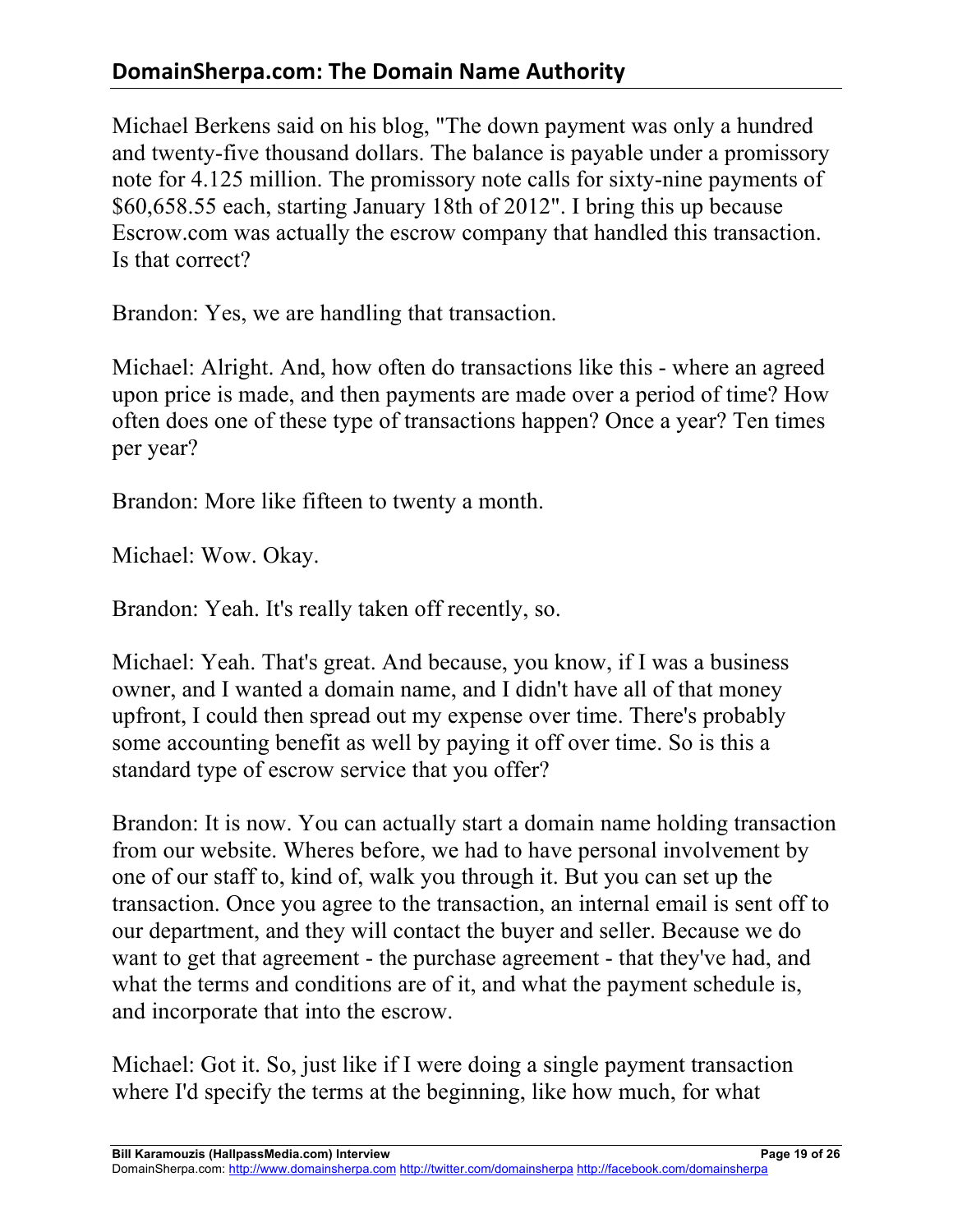Michael Berkens said on his blog, "The down payment was only a hundred and twenty-five thousand dollars. The balance is payable under a promissory note for 4.125 million. The promissory note calls for sixty-nine payments of $60,658.55 each, starting January 18th of 2012". I bring this up because Escrow.com was actually the escrow company that handled this transaction. Is that correct?

Brandon: Yes, we are handling that transaction.

Michael: Alright. And, how often do transactions like this - where an agreed upon price is made, and then payments are made over a period of time? How often does one of these type of transactions happen? Once a year? Ten times per year?

Brandon: More like fifteen to twenty a month.

Michael: Wow. Okay.

Brandon: Yeah. It's really taken off recently, so.

Michael: Yeah. That's great. And because, you know, if I was a business owner, and I wanted a domain name, and I didn't have all of that money upfront, I could then spread out my expense over time. There's probably some accounting benefit as well by paying it off over time. So is this a standard type of escrow service that you offer?

Brandon: It is now. You can actually start a domain name holding transaction from our website. Wheres before, we had to have personal involvement by one of our staff to, kind of, walk you through it. But you can set up the transaction. Once you agree to the transaction, an internal email is sent off to our department, and they will contact the buyer and seller. Because we do want to get that agreement - the purchase agreement - that they've had, and what the terms and conditions are of it, and what the payment schedule is, and incorporate that into the escrow.

Michael: Got it. So, just like if I were doing a single payment transaction where I'd specify the terms at the beginning, like how much, for what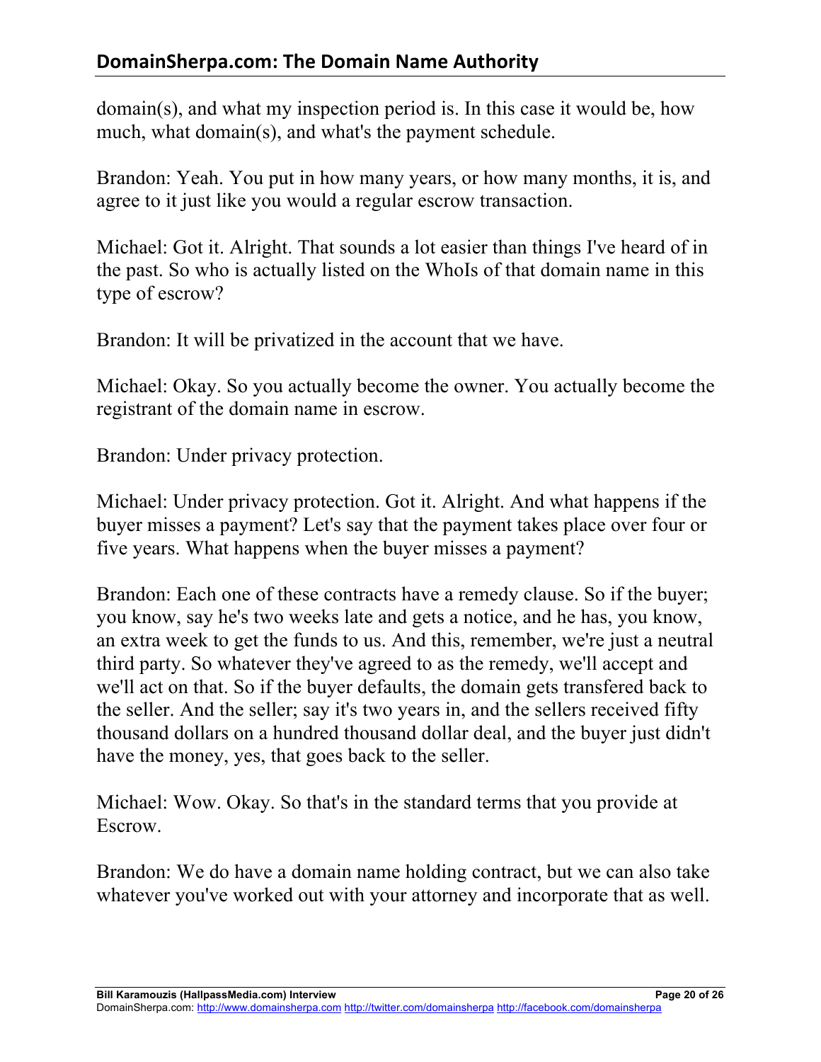domain(s), and what my inspection period is. In this case it would be, how much, what domain(s), and what's the payment schedule.

Brandon: Yeah. You put in how many years, or how many months, it is, and agree to it just like you would a regular escrow transaction.

Michael: Got it. Alright. That sounds a lot easier than things I've heard of in the past. So who is actually listed on the WhoIs of that domain name in this type of escrow?

Brandon: It will be privatized in the account that we have.

Michael: Okay. So you actually become the owner. You actually become the registrant of the domain name in escrow.

Brandon: Under privacy protection.

Michael: Under privacy protection. Got it. Alright. And what happens if the buyer misses a payment? Let's say that the payment takes place over four or five years. What happens when the buyer misses a payment?

Brandon: Each one of these contracts have a remedy clause. So if the buyer; you know, say he's two weeks late and gets a notice, and he has, you know, an extra week to get the funds to us. And this, remember, we're just a neutral third party. So whatever they've agreed to as the remedy, we'll accept and we'll act on that. So if the buyer defaults, the domain gets transfered back to the seller. And the seller; say it's two years in, and the sellers received fifty thousand dollars on a hundred thousand dollar deal, and the buyer just didn't have the money, yes, that goes back to the seller.

Michael: Wow. Okay. So that's in the standard terms that you provide at Escrow.

Brandon: We do have a domain name holding contract, but we can also take whatever you've worked out with your attorney and incorporate that as well.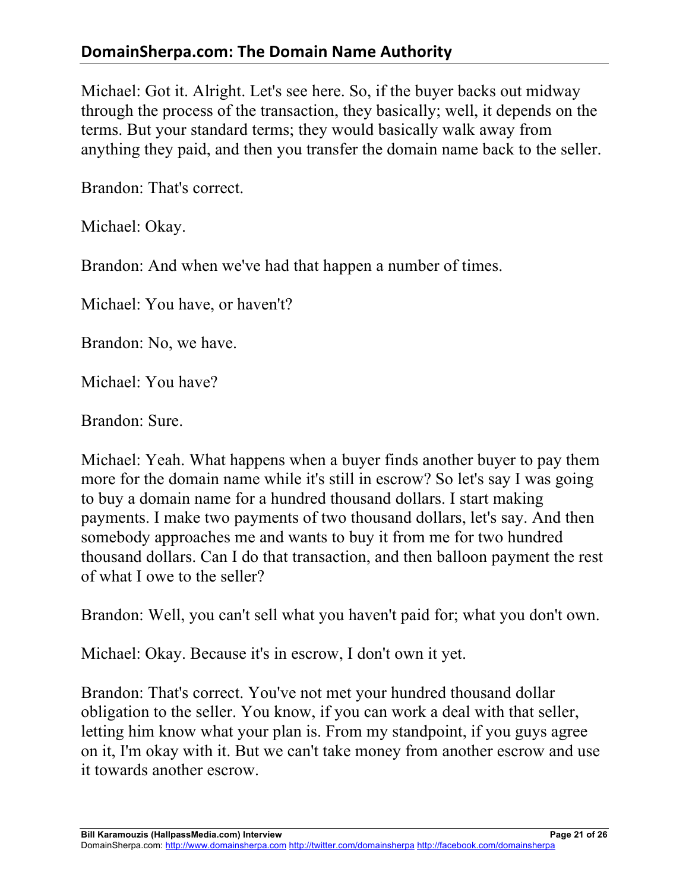Michael: Got it. Alright. Let's see here. So, if the buyer backs out midway through the process of the transaction, they basically; well, it depends on the terms. But your standard terms; they would basically walk away from anything they paid, and then you transfer the domain name back to the seller.

Brandon: That's correct.

Michael: Okay.

Brandon: And when we've had that happen a number of times.

Michael: You have, or haven't?

Brandon: No, we have.

Michael: You have?

Brandon: Sure.

Michael: Yeah. What happens when a buyer finds another buyer to pay them more for the domain name while it's still in escrow? So let's say I was going to buy a domain name for a hundred thousand dollars. I start making payments. I make two payments of two thousand dollars, let's say. And then somebody approaches me and wants to buy it from me for two hundred thousand dollars. Can I do that transaction, and then balloon payment the rest of what I owe to the seller?

Brandon: Well, you can't sell what you haven't paid for; what you don't own.

Michael: Okay. Because it's in escrow, I don't own it yet.

Brandon: That's correct. You've not met your hundred thousand dollar obligation to the seller. You know, if you can work a deal with that seller, letting him know what your plan is. From my standpoint, if you guys agree on it, I'm okay with it. But we can't take money from another escrow and use it towards another escrow.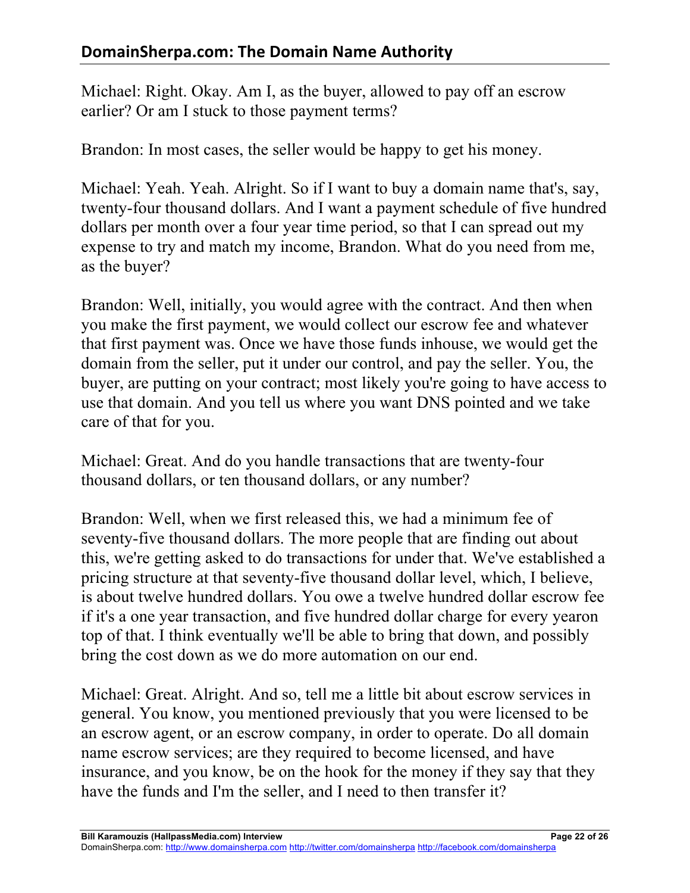Michael: Right. Okay. Am I, as the buyer, allowed to pay off an escrow earlier? Or am I stuck to those payment terms?

Brandon: In most cases, the seller would be happy to get his money.

Michael: Yeah. Yeah. Alright. So if I want to buy a domain name that's, say, twenty-four thousand dollars. And I want a payment schedule of five hundred dollars per month over a four year time period, so that I can spread out my expense to try and match my income, Brandon. What do you need from me, as the buyer?

Brandon: Well, initially, you would agree with the contract. And then when you make the first payment, we would collect our escrow fee and whatever that first payment was. Once we have those funds inhouse, we would get the domain from the seller, put it under our control, and pay the seller. You, the buyer, are putting on your contract; most likely you're going to have access to use that domain. And you tell us where you want DNS pointed and we take care of that for you.

Michael: Great. And do you handle transactions that are twenty-four thousand dollars, or ten thousand dollars, or any number?

Brandon: Well, when we first released this, we had a minimum fee of seventy-five thousand dollars. The more people that are finding out about this, we're getting asked to do transactions for under that. We've established a pricing structure at that seventy-five thousand dollar level, which, I believe, is about twelve hundred dollars. You owe a twelve hundred dollar escrow fee if it's a one year transaction, and five hundred dollar charge for every yearon top of that. I think eventually we'll be able to bring that down, and possibly bring the cost down as we do more automation on our end.

Michael: Great. Alright. And so, tell me a little bit about escrow services in general. You know, you mentioned previously that you were licensed to be an escrow agent, or an escrow company, in order to operate. Do all domain name escrow services; are they required to become licensed, and have insurance, and you know, be on the hook for the money if they say that they have the funds and I'm the seller, and I need to then transfer it?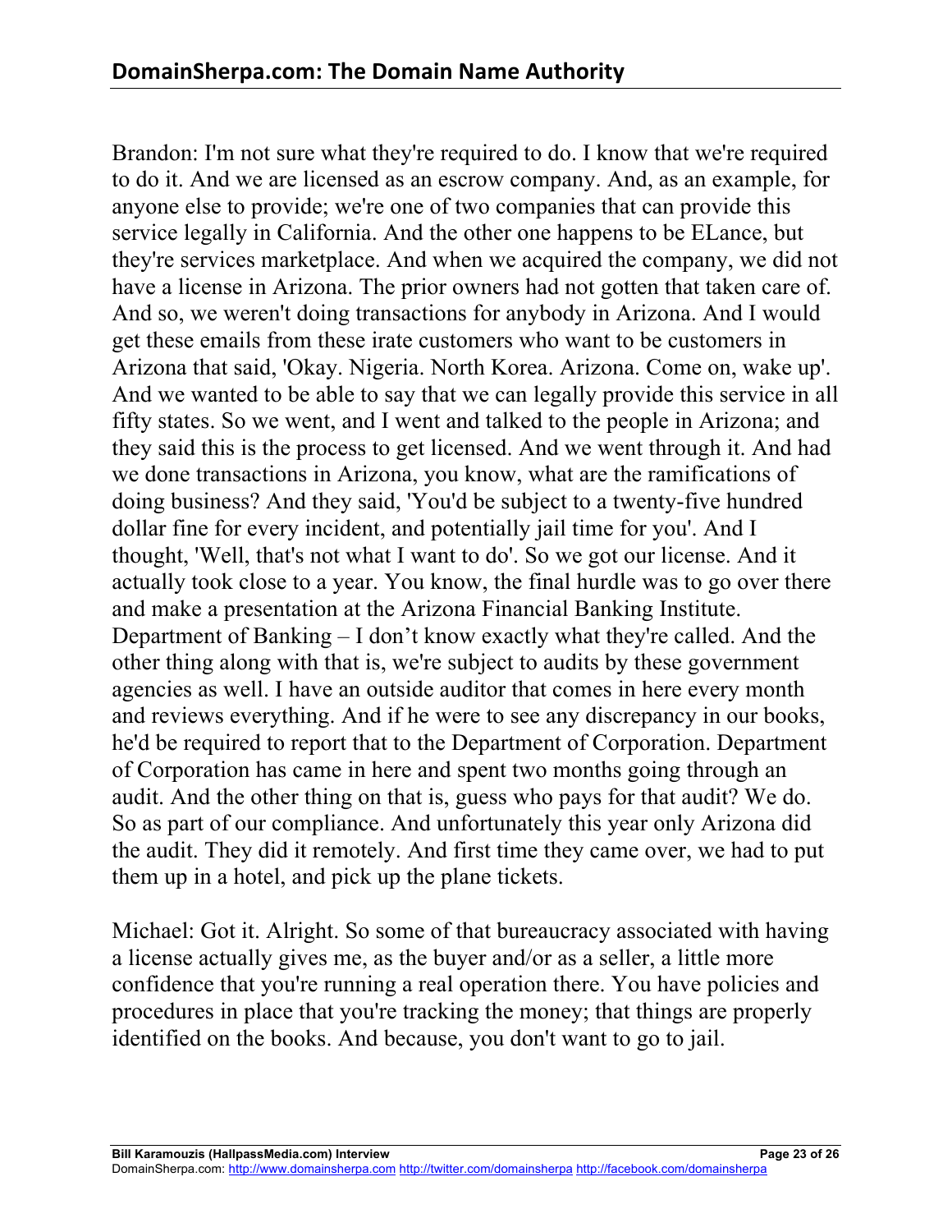Brandon: I'm not sure what they're required to do. I know that we're required to do it. And we are licensed as an escrow company. And, as an example, for anyone else to provide; we're one of two companies that can provide this service legally in California. And the other one happens to be ELance, but they're services marketplace. And when we acquired the company, we did not have a license in Arizona. The prior owners had not gotten that taken care of. And so, we weren't doing transactions for anybody in Arizona. And I would get these emails from these irate customers who want to be customers in Arizona that said, 'Okay. Nigeria. North Korea. Arizona. Come on, wake up'. And we wanted to be able to say that we can legally provide this service in all fifty states. So we went, and I went and talked to the people in Arizona; and they said this is the process to get licensed. And we went through it. And had we done transactions in Arizona, you know, what are the ramifications of doing business? And they said, 'You'd be subject to a twenty-five hundred dollar fine for every incident, and potentially jail time for you'. And I thought, 'Well, that's not what I want to do'. So we got our license. And it actually took close to a year. You know, the final hurdle was to go over there and make a presentation at the Arizona Financial Banking Institute. Department of Banking – I don't know exactly what they're called. And the other thing along with that is, we're subject to audits by these government agencies as well. I have an outside auditor that comes in here every month and reviews everything. And if he were to see any discrepancy in our books, he'd be required to report that to the Department of Corporation. Department of Corporation has came in here and spent two months going through an audit. And the other thing on that is, guess who pays for that audit? We do. So as part of our compliance. And unfortunately this year only Arizona did the audit. They did it remotely. And first time they came over, we had to put them up in a hotel, and pick up the plane tickets.

Michael: Got it. Alright. So some of that bureaucracy associated with having a license actually gives me, as the buyer and/or as a seller, a little more confidence that you're running a real operation there. You have policies and procedures in place that you're tracking the money; that things are properly identified on the books. And because, you don't want to go to jail.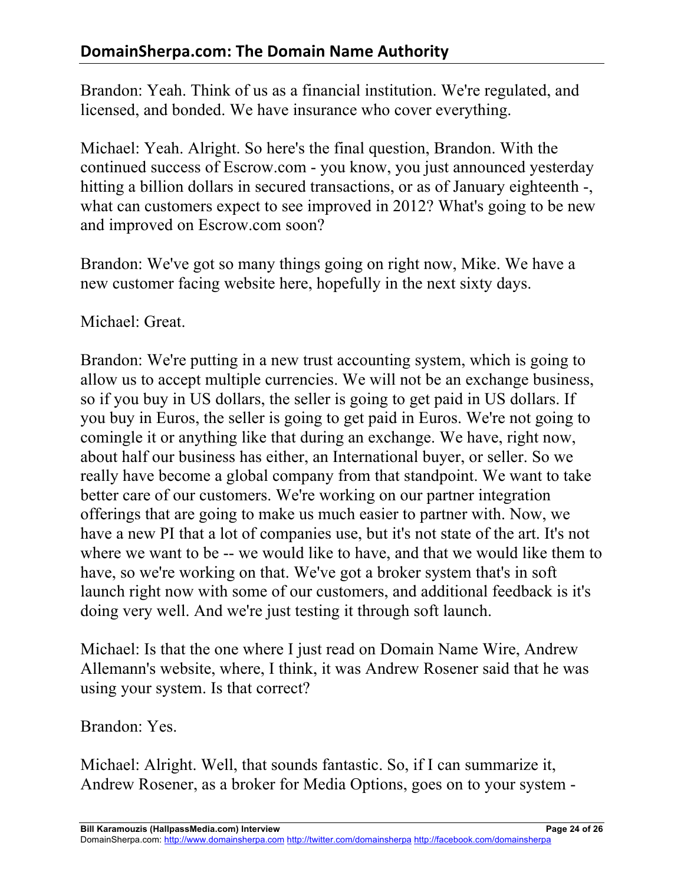Brandon: Yeah. Think of us as a financial institution. We're regulated, and licensed, and bonded. We have insurance who cover everything.

Michael: Yeah. Alright. So here's the final question, Brandon. With the continued success of Escrow.com - you know, you just announced yesterday hitting a billion dollars in secured transactions, or as of January eighteenth -, what can customers expect to see improved in 2012? What's going to be new and improved on Escrow.com soon?

Brandon: We've got so many things going on right now, Mike. We have a new customer facing website here, hopefully in the next sixty days.

Michael: Great.

Brandon: We're putting in a new trust accounting system, which is going to allow us to accept multiple currencies. We will not be an exchange business, so if you buy in US dollars, the seller is going to get paid in US dollars. If you buy in Euros, the seller is going to get paid in Euros. We're not going to comingle it or anything like that during an exchange. We have, right now, about half our business has either, an International buyer, or seller. So we really have become a global company from that standpoint. We want to take better care of our customers. We're working on our partner integration offerings that are going to make us much easier to partner with. Now, we have a new PI that a lot of companies use, but it's not state of the art. It's not where we want to be -- we would like to have, and that we would like them to have, so we're working on that. We've got a broker system that's in soft launch right now with some of our customers, and additional feedback is it's doing very well. And we're just testing it through soft launch.

Michael: Is that the one where I just read on Domain Name Wire, Andrew Allemann's website, where, I think, it was Andrew Rosener said that he was using your system. Is that correct?

Brandon: Yes.

Michael: Alright. Well, that sounds fantastic. So, if I can summarize it, Andrew Rosener, as a broker for Media Options, goes on to your system -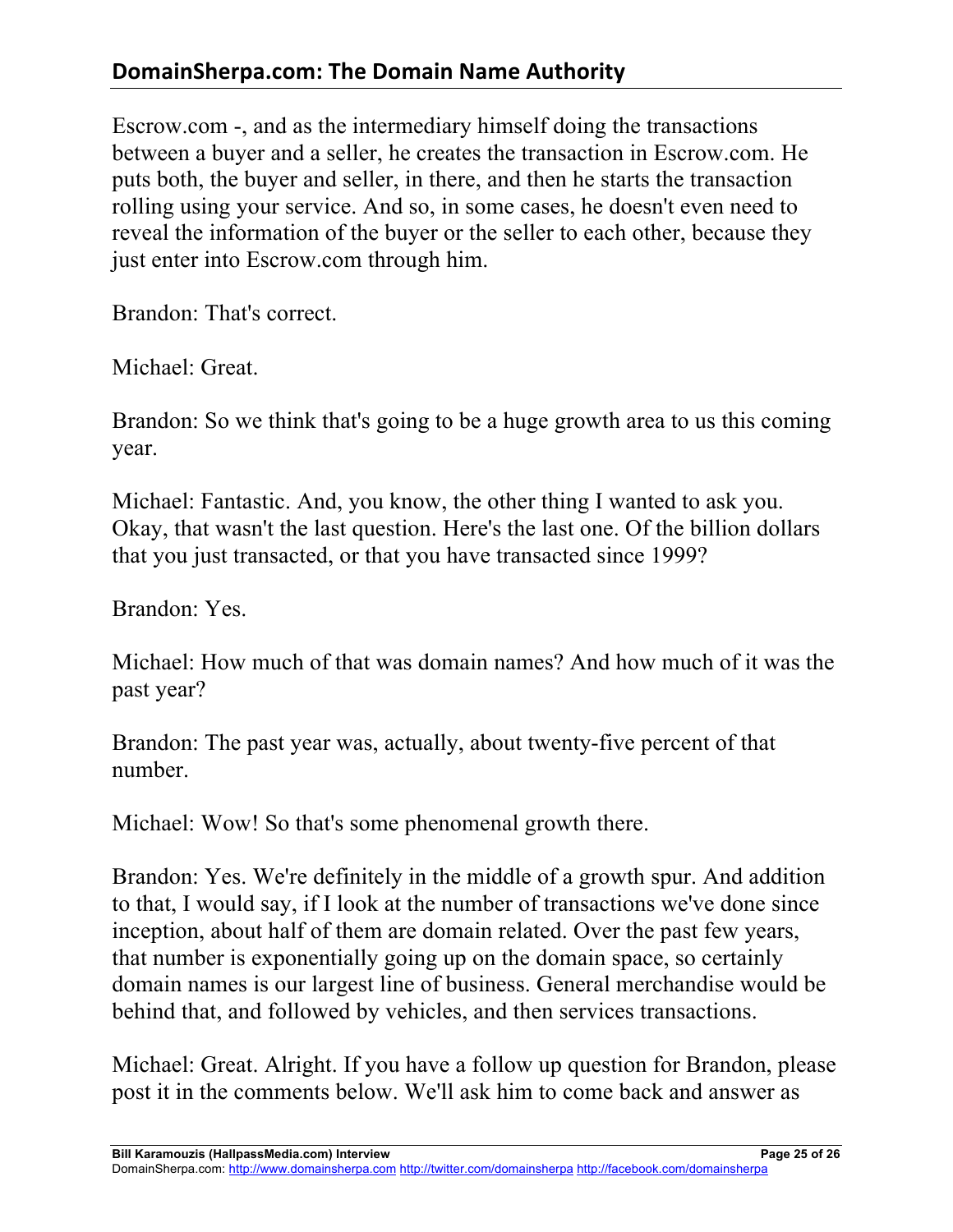Escrow.com -, and as the intermediary himself doing the transactions between a buyer and a seller, he creates the transaction in Escrow.com. He puts both, the buyer and seller, in there, and then he starts the transaction rolling using your service. And so, in some cases, he doesn't even need to reveal the information of the buyer or the seller to each other, because they just enter into Escrow.com through him.

Brandon: That's correct.

Michael: Great.

Brandon: So we think that's going to be a huge growth area to us this coming year.

Michael: Fantastic. And, you know, the other thing I wanted to ask you. Okay, that wasn't the last question. Here's the last one. Of the billion dollars that you just transacted, or that you have transacted since 1999?

Brandon: Yes.

Michael: How much of that was domain names? And how much of it was the past year?

Brandon: The past year was, actually, about twenty-five percent of that number.

Michael: Wow! So that's some phenomenal growth there.

Brandon: Yes. We're definitely in the middle of a growth spur. And addition to that, I would say, if I look at the number of transactions we've done since inception, about half of them are domain related. Over the past few years, that number is exponentially going up on the domain space, so certainly domain names is our largest line of business. General merchandise would be behind that, and followed by vehicles, and then services transactions.

Michael: Great. Alright. If you have a follow up question for Brandon, please post it in the comments below. We'll ask him to come back and answer as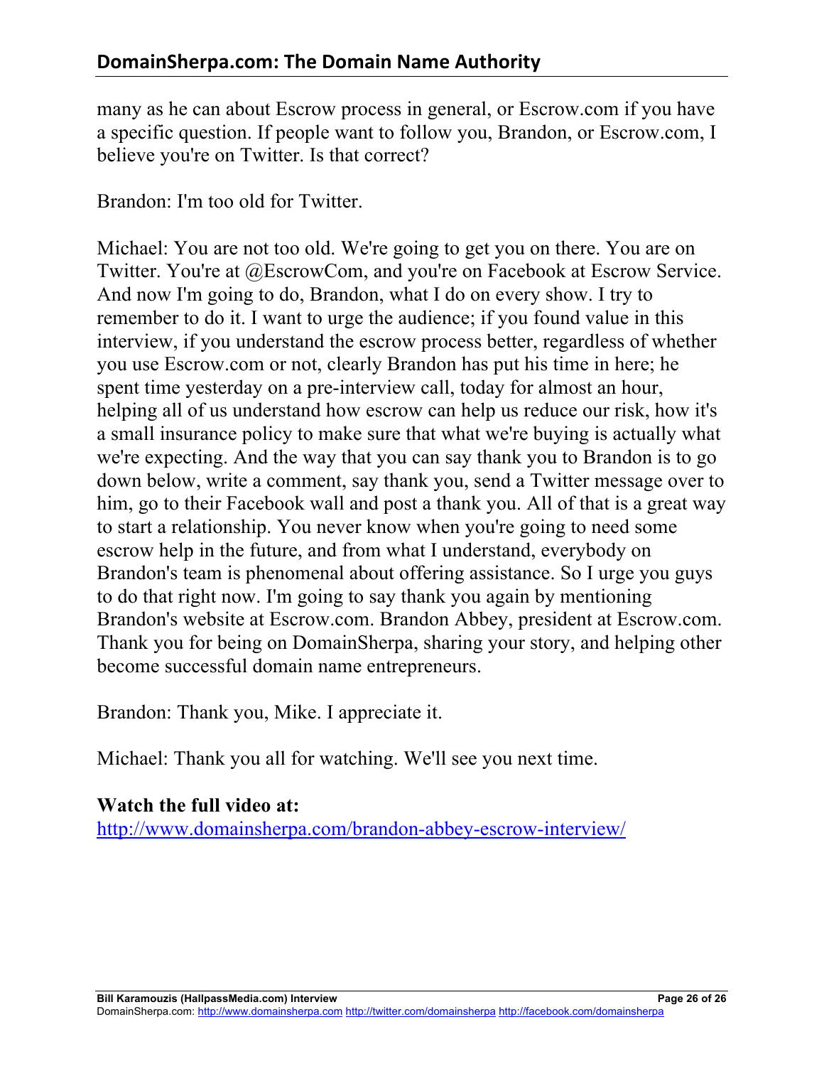many as he can about Escrow process in general, or Escrow.com if you have a specific question. If people want to follow you, Brandon, or Escrow.com, I believe you're on Twitter. Is that correct?

Brandon: I'm too old for Twitter.

Michael: You are not too old. We're going to get you on there. You are on Twitter. You're at @EscrowCom, and you're on Facebook at Escrow Service. And now I'm going to do, Brandon, what I do on every show. I try to remember to do it. I want to urge the audience; if you found value in this interview, if you understand the escrow process better, regardless of whether you use Escrow.com or not, clearly Brandon has put his time in here; he spent time yesterday on a pre-interview call, today for almost an hour, helping all of us understand how escrow can help us reduce our risk, how it's a small insurance policy to make sure that what we're buying is actually what we're expecting. And the way that you can say thank you to Brandon is to go down below, write a comment, say thank you, send a Twitter message over to him, go to their Facebook wall and post a thank you. All of that is a great way to start a relationship. You never know when you're going to need some escrow help in the future, and from what I understand, everybody on Brandon's team is phenomenal about offering assistance. So I urge you guys to do that right now. I'm going to say thank you again by mentioning Brandon's website at Escrow.com. Brandon Abbey, president at Escrow.com. Thank you for being on DomainSherpa, sharing your story, and helping other become successful domain name entrepreneurs.

Brandon: Thank you, Mike. I appreciate it.

Michael: Thank you all for watching. We'll see you next time.

**Watch the full video at:**
http://www.domainsherpa.com/brandon-abbey-escrow-interview/